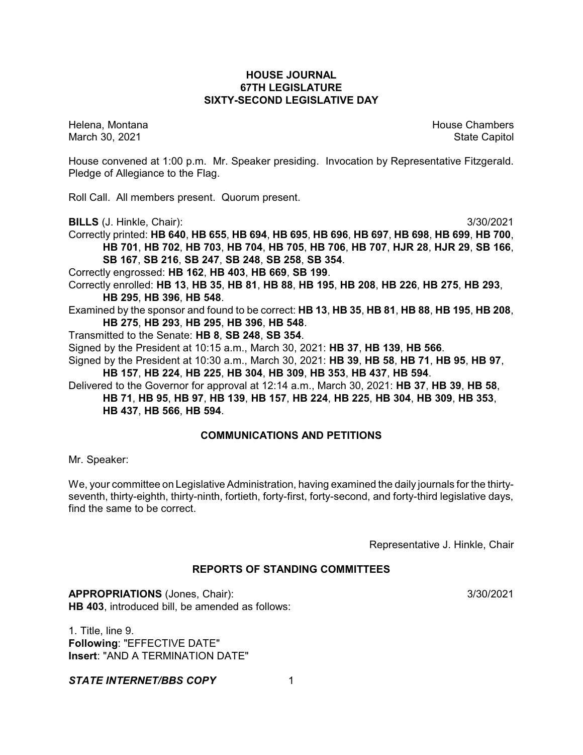# HOUSE JOURNAL
## 67TH LEGISLATURE
## SIXTY-SECOND LEGISLATIVE DAY

Helena, Montana — House Chambers
March 30, 2021 — State Capitol

House convened at 1:00 p.m. Mr. Speaker presiding. Invocation by Representative Fitzgerald. Pledge of Allegiance to the Flag.

Roll Call. All members present. Quorum present.

**BILLS** (J. Hinkle, Chair): 3/30/2021

Correctly printed: **HB 640**, **HB 655**, **HB 694**, **HB 695**, **HB 696**, **HB 697**, **HB 698**, **HB 699**, **HB 700**, **HB 701**, **HB 702**, **HB 703**, **HB 704**, **HB 705**, **HB 706**, **HB 707**, **HJR 28**, **HJR 29**, **SB 166**, **SB 167**, **SB 216**, **SB 247**, **SB 248**, **SB 258**, **SB 354**.

Correctly engrossed: **HB 162**, **HB 403**, **HB 669**, **SB 199**.

Correctly enrolled: **HB 13**, **HB 35**, **HB 81**, **HB 88**, **HB 195**, **HB 208**, **HB 226**, **HB 275**, **HB 293**, **HB 295**, **HB 396**, **HB 548**.

Examined by the sponsor and found to be correct: **HB 13**, **HB 35**, **HB 81**, **HB 88**, **HB 195**, **HB 208**, **HB 275**, **HB 293**, **HB 295**, **HB 396**, **HB 548**.

Transmitted to the Senate: **HB 8**, **SB 248**, **SB 354**.

Signed by the President at 10:15 a.m., March 30, 2021: **HB 37**, **HB 139**, **HB 566**.

Signed by the President at 10:30 a.m., March 30, 2021: **HB 39**, **HB 58**, **HB 71**, **HB 95**, **HB 97**, **HB 157**, **HB 224**, **HB 225**, **HB 304**, **HB 309**, **HB 353**, **HB 437**, **HB 594**.

Delivered to the Governor for approval at 12:14 a.m., March 30, 2021: **HB 37**, **HB 39**, **HB 58**, **HB 71**, **HB 95**, **HB 97**, **HB 139**, **HB 157**, **HB 224**, **HB 225**, **HB 304**, **HB 309**, **HB 353**, **HB 437**, **HB 566**, **HB 594**.

## COMMUNICATIONS AND PETITIONS

Mr. Speaker:

We, your committee on Legislative Administration, having examined the daily journals for the thirty-seventh, thirty-eighth, thirty-ninth, fortieth, forty-first, forty-second, and forty-third legislative days, find the same to be correct.

Representative J. Hinkle, Chair

## REPORTS OF STANDING COMMITTEES

**APPROPRIATIONS** (Jones, Chair): 3/30/2021

**HB 403**, introduced bill, be amended as follows:

1. Title, line 9.
**Following**: "EFFECTIVE DATE"
**Insert**: "AND A TERMINATION DATE"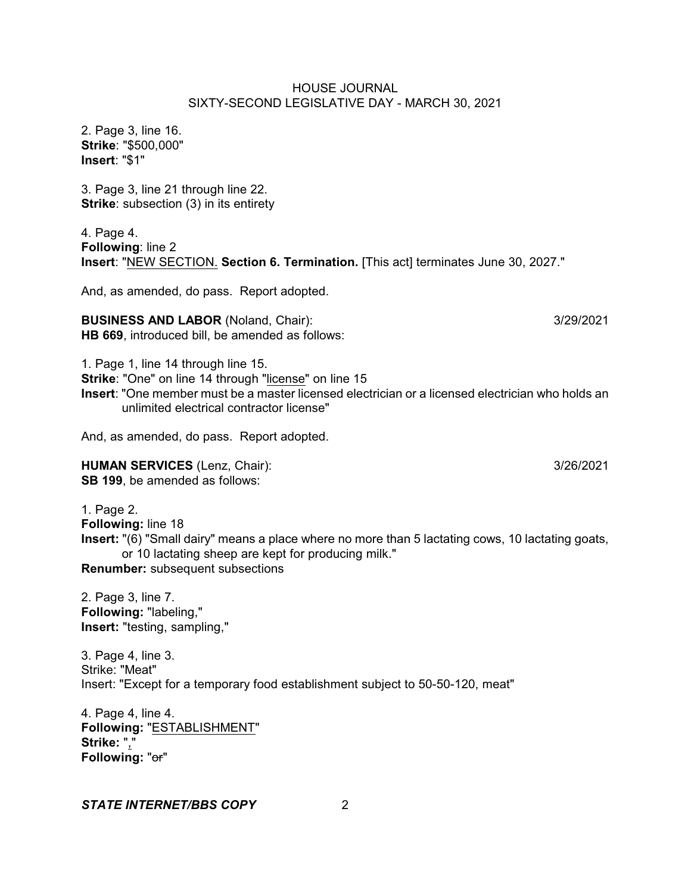2. Page 3, line 16.
**Strike**: "$500,000"
**Insert**: "$1"

3. Page 3, line 21 through line 22.
**Strike**: subsection (3) in its entirety

4. Page 4.
**Following**: line 2
**Insert**: "<u>NEW SECTION.</u> **Section 6. Termination.** [This act] terminates June 30, 2027."

And, as amended, do pass. Report adopted.

**BUSINESS AND LABOR** (Noland, Chair): 3/29/2021
**HB 669**, introduced bill, be amended as follows:

1. Page 1, line 14 through line 15.
**Strike**: "One" on line 14 through "<u>license</u>" on line 15
**Insert**: "One member must be a master licensed electrician or a licensed electrician who holds an unlimited electrical contractor license"

And, as amended, do pass. Report adopted.

**HUMAN SERVICES** (Lenz, Chair): 3/26/2021
**SB 199**, be amended as follows:

1. Page 2.
**Following:** line 18
**Insert:** "(6) "Small dairy" means a place where no more than 5 lactating cows, 10 lactating goats, or 10 lactating sheep are kept for producing milk."
**Renumber:** subsequent subsections

2. Page 3, line 7.
**Following:** "labeling,"
**Insert:** "testing, sampling,"

3. Page 4, line 3.
Strike: "Meat"
Insert: "Except for a temporary food establishment subject to 50-50-120, meat"

4. Page 4, line 4.
**Following:** "<u>ESTABLISHMENT</u>"
**Strike:** "<u>,</u>"
**Following:** "~~or~~"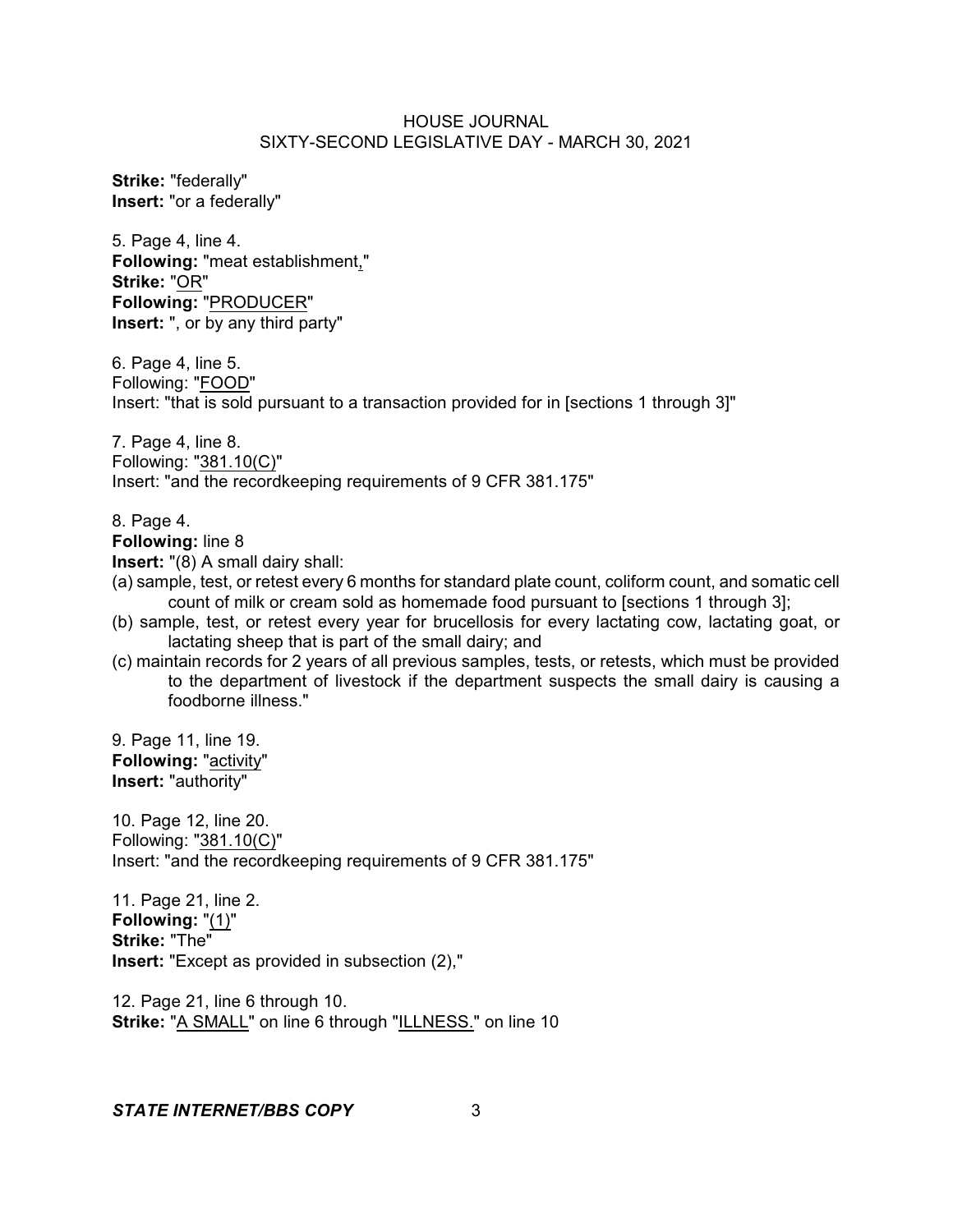**Strike:** "federally"
**Insert:** "or a federally"

5. Page 4, line 4.
**Following:** "meat establishment,"
**Strike:** "OR"
**Following:** "PRODUCER"
**Insert:** ", or by any third party"

6. Page 4, line 5.
Following: "FOOD"
Insert: "that is sold pursuant to a transaction provided for in [sections 1 through 3]"

7. Page 4, line 8.
Following: "381.10(C)"
Insert: "and the recordkeeping requirements of 9 CFR 381.175"

8. Page 4.
**Following:** line 8
**Insert:** "(8) A small dairy shall:
(a) sample, test, or retest every 6 months for standard plate count, coliform count, and somatic cell count of milk or cream sold as homemade food pursuant to [sections 1 through 3];
(b) sample, test, or retest every year for brucellosis for every lactating cow, lactating goat, or lactating sheep that is part of the small dairy; and
(c) maintain records for 2 years of all previous samples, tests, or retests, which must be provided to the department of livestock if the department suspects the small dairy is causing a foodborne illness."

9. Page 11, line 19.
**Following:** "activity"
**Insert:** "authority"

10. Page 12, line 20.
Following: "381.10(C)"
Insert: "and the recordkeeping requirements of 9 CFR 381.175"

11. Page 21, line 2.
**Following:** "(1)"
**Strike:** "The"
**Insert:** "Except as provided in subsection (2),"

12. Page 21, line 6 through 10.
**Strike:** "A SMALL" on line 6 through "ILLNESS." on line 10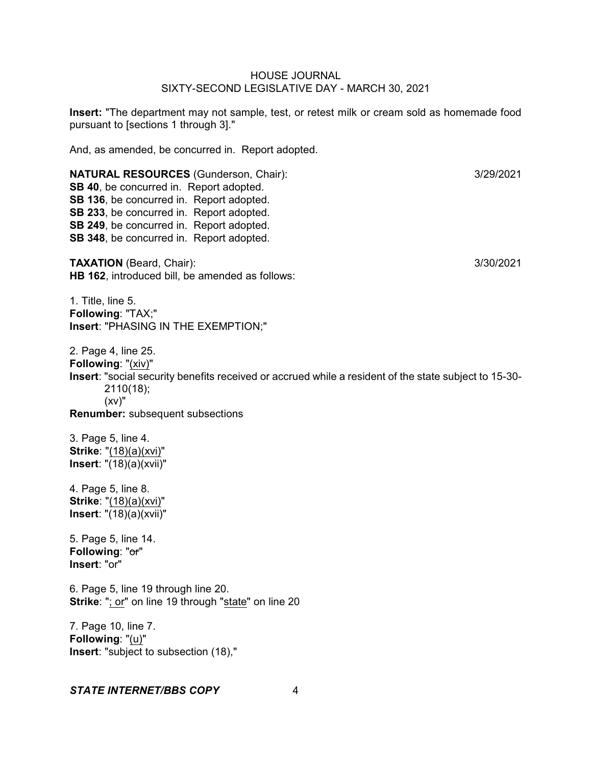**Insert:** "The department may not sample, test, or retest milk or cream sold as homemade food pursuant to [sections 1 through 3]."

And, as amended, be concurred in. Report adopted.

**NATURAL RESOURCES** (Gunderson, Chair): 3/29/2021

**SB 40**, be concurred in. Report adopted.
**SB 136**, be concurred in. Report adopted.
**SB 233**, be concurred in. Report adopted.
**SB 249**, be concurred in. Report adopted.
**SB 348**, be concurred in. Report adopted.

**TAXATION** (Beard, Chair): 3/30/2021

**HB 162**, introduced bill, be amended as follows:

1. Title, line 5.
**Following**: "TAX;"
**Insert**: "PHASING IN THE EXEMPTION;"

2. Page 4, line 25.
**Following**: "(xiv)"
**Insert**: "social security benefits received or accrued while a resident of the state subject to 15-30-2110(18);
(xv)"
**Renumber:** subsequent subsections

3. Page 5, line 4.
**Strike**: "(18)(a)(xvi)"
**Insert**: "(18)(a)(xvii)"

4. Page 5, line 8.
**Strike**: "(18)(a)(xvi)"
**Insert**: "(18)(a)(xvii)"

5. Page 5, line 14.
**Following**: "~~or~~"
**Insert**: "or"

6. Page 5, line 19 through line 20.
**Strike**: "; or" on line 19 through "state" on line 20

7. Page 10, line 7.
**Following**: "(u)"
**Insert**: "subject to subsection (18),"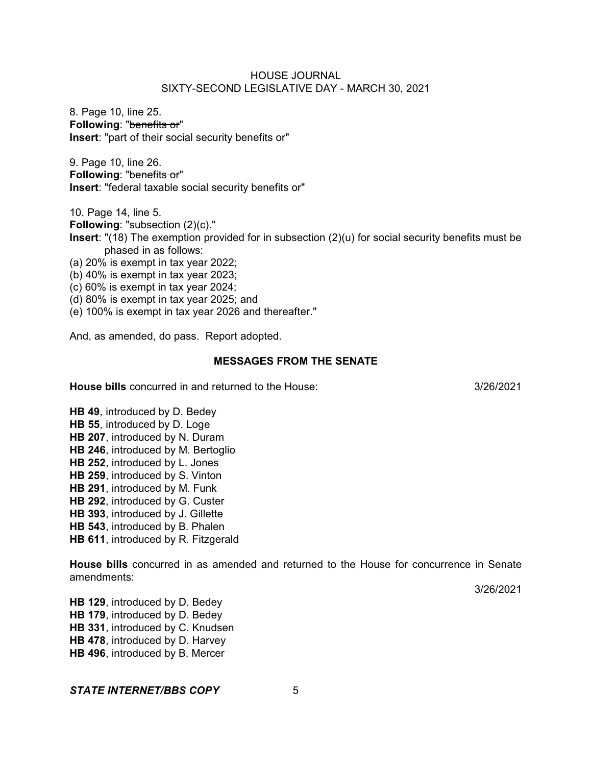8. Page 10, line 25.
**Following**: "~~benefits or~~"
**Insert**: "part of their social security benefits or"

9. Page 10, line 26.
**Following**: "~~benefits or~~"
**Insert**: "federal taxable social security benefits or"

10. Page 14, line 5.
**Following**: "subsection (2)(c)."
**Insert**: "(18) The exemption provided for in subsection (2)(u) for social security benefits must be phased in as follows:
(a) 20% is exempt in tax year 2022;
(b) 40% is exempt in tax year 2023;
(c) 60% is exempt in tax year 2024;
(d) 80% is exempt in tax year 2025; and
(e) 100% is exempt in tax year 2026 and thereafter."

And, as amended, do pass. Report adopted.

## MESSAGES FROM THE SENATE

**House bills** concurred in and returned to the House: 3/26/2021

**HB 49**, introduced by D. Bedey
**HB 55**, introduced by D. Loge
**HB 207**, introduced by N. Duram
**HB 246**, introduced by M. Bertoglio
**HB 252**, introduced by L. Jones
**HB 259**, introduced by S. Vinton
**HB 291**, introduced by M. Funk
**HB 292**, introduced by G. Custer
**HB 393**, introduced by J. Gillette
**HB 543**, introduced by B. Phalen
**HB 611**, introduced by R. Fitzgerald

**House bills** concurred in as amended and returned to the House for concurrence in Senate amendments:

3/26/2021

**HB 129**, introduced by D. Bedey
**HB 179**, introduced by D. Bedey
**HB 331**, introduced by C. Knudsen
**HB 478**, introduced by D. Harvey
**HB 496**, introduced by B. Mercer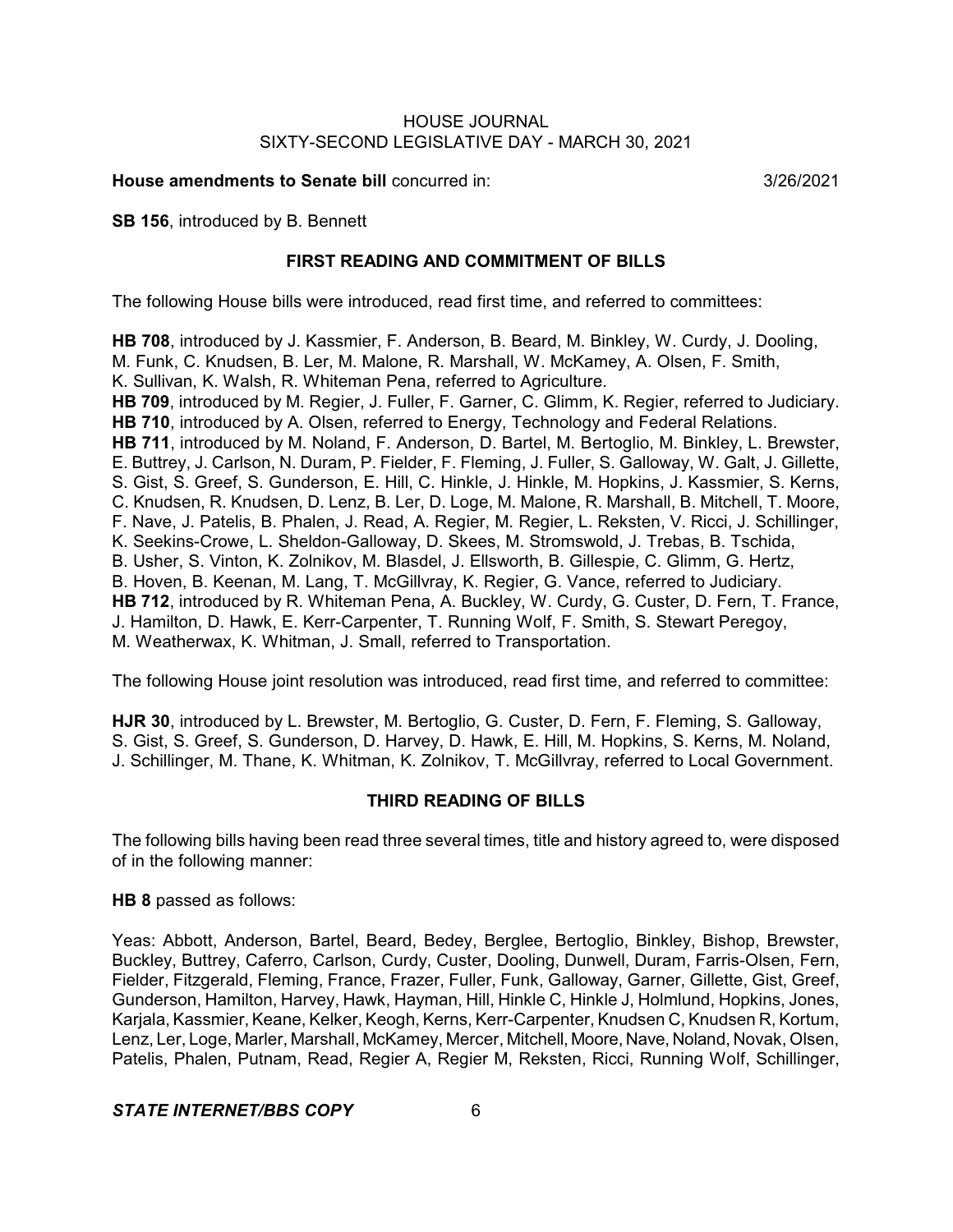**House amendments to Senate bill** concurred in: 3/26/2021

**SB 156**, introduced by B. Bennett

## FIRST READING AND COMMITMENT OF BILLS

The following House bills were introduced, read first time, and referred to committees:

**HB 708**, introduced by J. Kassmier, F. Anderson, B. Beard, M. Binkley, W. Curdy, J. Dooling, M. Funk, C. Knudsen, B. Ler, M. Malone, R. Marshall, W. McKamey, A. Olsen, F. Smith, K. Sullivan, K. Walsh, R. Whiteman Pena, referred to Agriculture.
**HB 709**, introduced by M. Regier, J. Fuller, F. Garner, C. Glimm, K. Regier, referred to Judiciary.
**HB 710**, introduced by A. Olsen, referred to Energy, Technology and Federal Relations.
**HB 711**, introduced by M. Noland, F. Anderson, D. Bartel, M. Bertoglio, M. Binkley, L. Brewster, E. Buttrey, J. Carlson, N. Duram, P. Fielder, F. Fleming, J. Fuller, S. Galloway, W. Galt, J. Gillette, S. Gist, S. Greef, S. Gunderson, E. Hill, C. Hinkle, J. Hinkle, M. Hopkins, J. Kassmier, S. Kerns, C. Knudsen, R. Knudsen, D. Lenz, B. Ler, D. Loge, M. Malone, R. Marshall, B. Mitchell, T. Moore, F. Nave, J. Patelis, B. Phalen, J. Read, A. Regier, M. Regier, L. Reksten, V. Ricci, J. Schillinger, K. Seekins-Crowe, L. Sheldon-Galloway, D. Skees, M. Stromswold, J. Trebas, B. Tschida, B. Usher, S. Vinton, K. Zolnikov, M. Blasdel, J. Ellsworth, B. Gillespie, C. Glimm, G. Hertz, B. Hoven, B. Keenan, M. Lang, T. McGillvray, K. Regier, G. Vance, referred to Judiciary.
**HB 712**, introduced by R. Whiteman Pena, A. Buckley, W. Curdy, G. Custer, D. Fern, T. France, J. Hamilton, D. Hawk, E. Kerr-Carpenter, T. Running Wolf, F. Smith, S. Stewart Peregoy, M. Weatherwax, K. Whitman, J. Small, referred to Transportation.

The following House joint resolution was introduced, read first time, and referred to committee:

**HJR 30**, introduced by L. Brewster, M. Bertoglio, G. Custer, D. Fern, F. Fleming, S. Galloway, S. Gist, S. Greef, S. Gunderson, D. Harvey, D. Hawk, E. Hill, M. Hopkins, S. Kerns, M. Noland, J. Schillinger, M. Thane, K. Whitman, K. Zolnikov, T. McGillvray, referred to Local Government.

## THIRD READING OF BILLS

The following bills having been read three several times, title and history agreed to, were disposed of in the following manner:

**HB 8** passed as follows:

Yeas: Abbott, Anderson, Bartel, Beard, Bedey, Berglee, Bertoglio, Binkley, Bishop, Brewster, Buckley, Buttrey, Caferro, Carlson, Curdy, Custer, Dooling, Dunwell, Duram, Farris-Olsen, Fern, Fielder, Fitzgerald, Fleming, France, Frazer, Fuller, Funk, Galloway, Garner, Gillette, Gist, Greef, Gunderson, Hamilton, Harvey, Hawk, Hayman, Hill, Hinkle C, Hinkle J, Holmlund, Hopkins, Jones, Karjala, Kassmier, Keane, Kelker, Keogh, Kerns, Kerr-Carpenter, Knudsen C, Knudsen R, Kortum, Lenz, Ler, Loge, Marler, Marshall, McKamey, Mercer, Mitchell, Moore, Nave, Noland, Novak, Olsen, Patelis, Phalen, Putnam, Read, Regier A, Regier M, Reksten, Ricci, Running Wolf, Schillinger,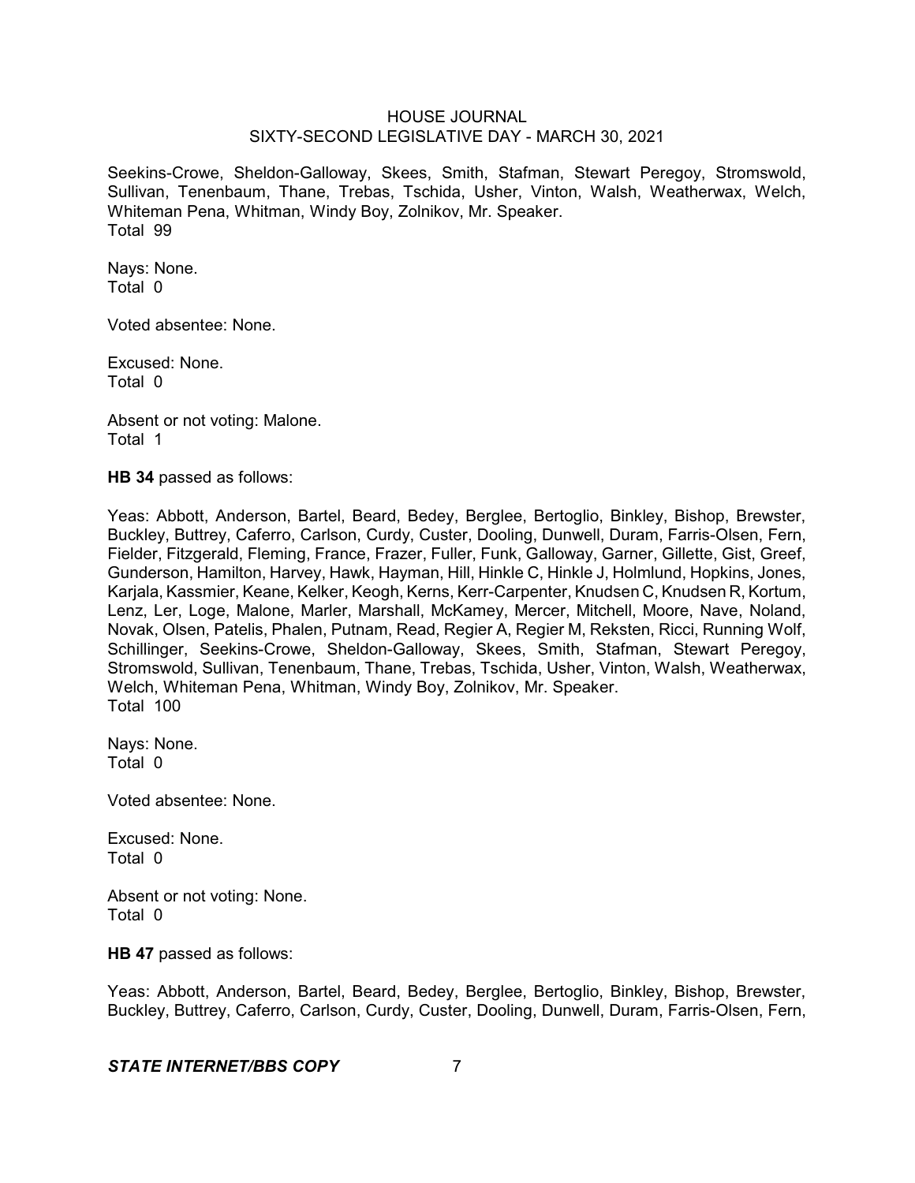Seekins-Crowe, Sheldon-Galloway, Skees, Smith, Stafman, Stewart Peregoy, Stromswold, Sullivan, Tenenbaum, Thane, Trebas, Tschida, Usher, Vinton, Walsh, Weatherwax, Welch, Whiteman Pena, Whitman, Windy Boy, Zolnikov, Mr. Speaker.
Total 99

Nays: None.
Total 0

Voted absentee: None.

Excused: None.
Total 0

Absent or not voting: Malone.
Total 1

**HB 34** passed as follows:

Yeas: Abbott, Anderson, Bartel, Beard, Bedey, Berglee, Bertoglio, Binkley, Bishop, Brewster, Buckley, Buttrey, Caferro, Carlson, Curdy, Custer, Dooling, Dunwell, Duram, Farris-Olsen, Fern, Fielder, Fitzgerald, Fleming, France, Frazer, Fuller, Funk, Galloway, Garner, Gillette, Gist, Greef, Gunderson, Hamilton, Harvey, Hawk, Hayman, Hill, Hinkle C, Hinkle J, Holmlund, Hopkins, Jones, Karjala, Kassmier, Keane, Kelker, Keogh, Kerns, Kerr-Carpenter, Knudsen C, Knudsen R, Kortum, Lenz, Ler, Loge, Malone, Marler, Marshall, McKamey, Mercer, Mitchell, Moore, Nave, Noland, Novak, Olsen, Patelis, Phalen, Putnam, Read, Regier A, Regier M, Reksten, Ricci, Running Wolf, Schillinger, Seekins-Crowe, Sheldon-Galloway, Skees, Smith, Stafman, Stewart Peregoy, Stromswold, Sullivan, Tenenbaum, Thane, Trebas, Tschida, Usher, Vinton, Walsh, Weatherwax, Welch, Whiteman Pena, Whitman, Windy Boy, Zolnikov, Mr. Speaker.
Total 100

Nays: None.
Total 0

Voted absentee: None.

Excused: None.
Total 0

Absent or not voting: None.
Total 0

**HB 47** passed as follows:

Yeas: Abbott, Anderson, Bartel, Beard, Bedey, Berglee, Bertoglio, Binkley, Bishop, Brewster, Buckley, Buttrey, Caferro, Carlson, Curdy, Custer, Dooling, Dunwell, Duram, Farris-Olsen, Fern,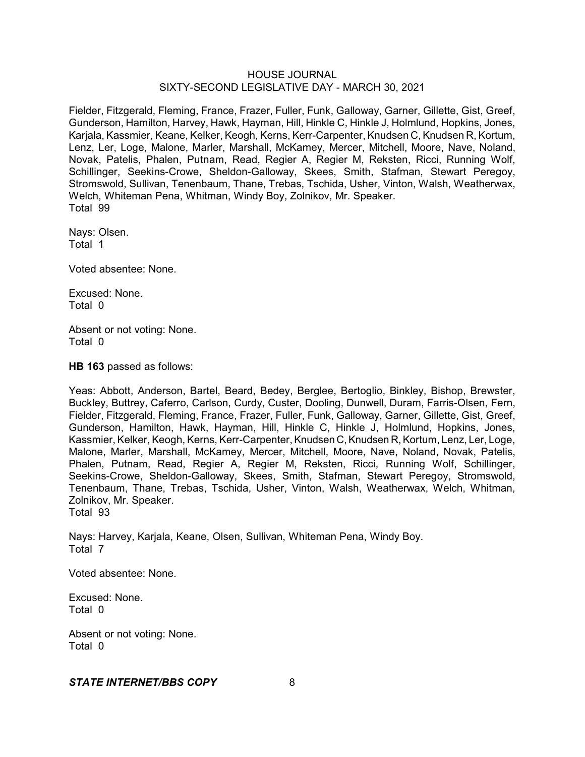Fielder, Fitzgerald, Fleming, France, Frazer, Fuller, Funk, Galloway, Garner, Gillette, Gist, Greef, Gunderson, Hamilton, Harvey, Hawk, Hayman, Hill, Hinkle C, Hinkle J, Holmlund, Hopkins, Jones, Karjala, Kassmier, Keane, Kelker, Keogh, Kerns, Kerr-Carpenter, Knudsen C, Knudsen R, Kortum, Lenz, Ler, Loge, Malone, Marler, Marshall, McKamey, Mercer, Mitchell, Moore, Nave, Noland, Novak, Patelis, Phalen, Putnam, Read, Regier A, Regier M, Reksten, Ricci, Running Wolf, Schillinger, Seekins-Crowe, Sheldon-Galloway, Skees, Smith, Stafman, Stewart Peregoy, Stromswold, Sullivan, Tenenbaum, Thane, Trebas, Tschida, Usher, Vinton, Walsh, Weatherwax, Welch, Whiteman Pena, Whitman, Windy Boy, Zolnikov, Mr. Speaker.
Total 99

Nays: Olsen.
Total 1

Voted absentee: None.

Excused: None.
Total 0

Absent or not voting: None.
Total 0

**HB 163** passed as follows:

Yeas: Abbott, Anderson, Bartel, Beard, Bedey, Berglee, Bertoglio, Binkley, Bishop, Brewster, Buckley, Buttrey, Caferro, Carlson, Curdy, Custer, Dooling, Dunwell, Duram, Farris-Olsen, Fern, Fielder, Fitzgerald, Fleming, France, Frazer, Fuller, Funk, Galloway, Garner, Gillette, Gist, Greef, Gunderson, Hamilton, Hawk, Hayman, Hill, Hinkle C, Hinkle J, Holmlund, Hopkins, Jones, Kassmier, Kelker, Keogh, Kerns, Kerr-Carpenter, Knudsen C, Knudsen R, Kortum, Lenz, Ler, Loge, Malone, Marler, Marshall, McKamey, Mercer, Mitchell, Moore, Nave, Noland, Novak, Patelis, Phalen, Putnam, Read, Regier A, Regier M, Reksten, Ricci, Running Wolf, Schillinger, Seekins-Crowe, Sheldon-Galloway, Skees, Smith, Stafman, Stewart Peregoy, Stromswold, Tenenbaum, Thane, Trebas, Tschida, Usher, Vinton, Walsh, Weatherwax, Welch, Whitman, Zolnikov, Mr. Speaker.
Total 93

Nays: Harvey, Karjala, Keane, Olsen, Sullivan, Whiteman Pena, Windy Boy.
Total 7

Voted absentee: None.

Excused: None.
Total 0

Absent or not voting: None.
Total 0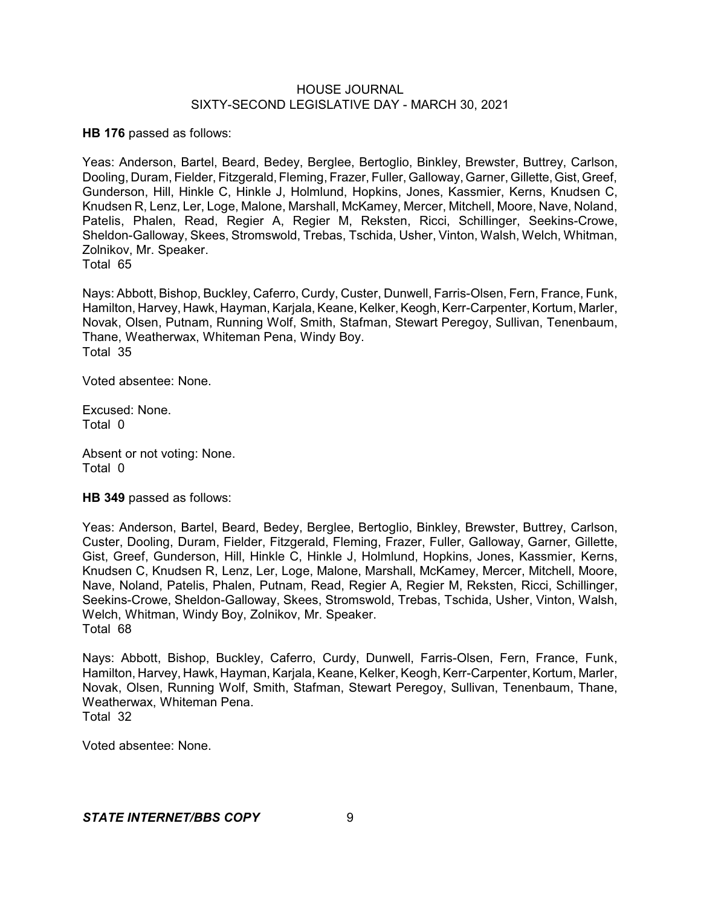**HB 176** passed as follows:

Yeas: Anderson, Bartel, Beard, Bedey, Berglee, Bertoglio, Binkley, Brewster, Buttrey, Carlson, Dooling, Duram, Fielder, Fitzgerald, Fleming, Frazer, Fuller, Galloway, Garner, Gillette, Gist, Greef, Gunderson, Hill, Hinkle C, Hinkle J, Holmlund, Hopkins, Jones, Kassmier, Kerns, Knudsen C, Knudsen R, Lenz, Ler, Loge, Malone, Marshall, McKamey, Mercer, Mitchell, Moore, Nave, Noland, Patelis, Phalen, Read, Regier A, Regier M, Reksten, Ricci, Schillinger, Seekins-Crowe, Sheldon-Galloway, Skees, Stromswold, Trebas, Tschida, Usher, Vinton, Walsh, Welch, Whitman, Zolnikov, Mr. Speaker.
Total 65

Nays: Abbott, Bishop, Buckley, Caferro, Curdy, Custer, Dunwell, Farris-Olsen, Fern, France, Funk, Hamilton, Harvey, Hawk, Hayman, Karjala, Keane, Kelker, Keogh, Kerr-Carpenter, Kortum, Marler, Novak, Olsen, Putnam, Running Wolf, Smith, Stafman, Stewart Peregoy, Sullivan, Tenenbaum, Thane, Weatherwax, Whiteman Pena, Windy Boy.
Total 35

Voted absentee: None.

Excused: None.
Total 0

Absent or not voting: None.
Total 0

**HB 349** passed as follows:

Yeas: Anderson, Bartel, Beard, Bedey, Berglee, Bertoglio, Binkley, Brewster, Buttrey, Carlson, Custer, Dooling, Duram, Fielder, Fitzgerald, Fleming, Frazer, Fuller, Galloway, Garner, Gillette, Gist, Greef, Gunderson, Hill, Hinkle C, Hinkle J, Holmlund, Hopkins, Jones, Kassmier, Kerns, Knudsen C, Knudsen R, Lenz, Ler, Loge, Malone, Marshall, McKamey, Mercer, Mitchell, Moore, Nave, Noland, Patelis, Phalen, Putnam, Read, Regier A, Regier M, Reksten, Ricci, Schillinger, Seekins-Crowe, Sheldon-Galloway, Skees, Stromswold, Trebas, Tschida, Usher, Vinton, Walsh, Welch, Whitman, Windy Boy, Zolnikov, Mr. Speaker.
Total 68

Nays: Abbott, Bishop, Buckley, Caferro, Curdy, Dunwell, Farris-Olsen, Fern, France, Funk, Hamilton, Harvey, Hawk, Hayman, Karjala, Keane, Kelker, Keogh, Kerr-Carpenter, Kortum, Marler, Novak, Olsen, Running Wolf, Smith, Stafman, Stewart Peregoy, Sullivan, Tenenbaum, Thane, Weatherwax, Whiteman Pena.
Total 32

Voted absentee: None.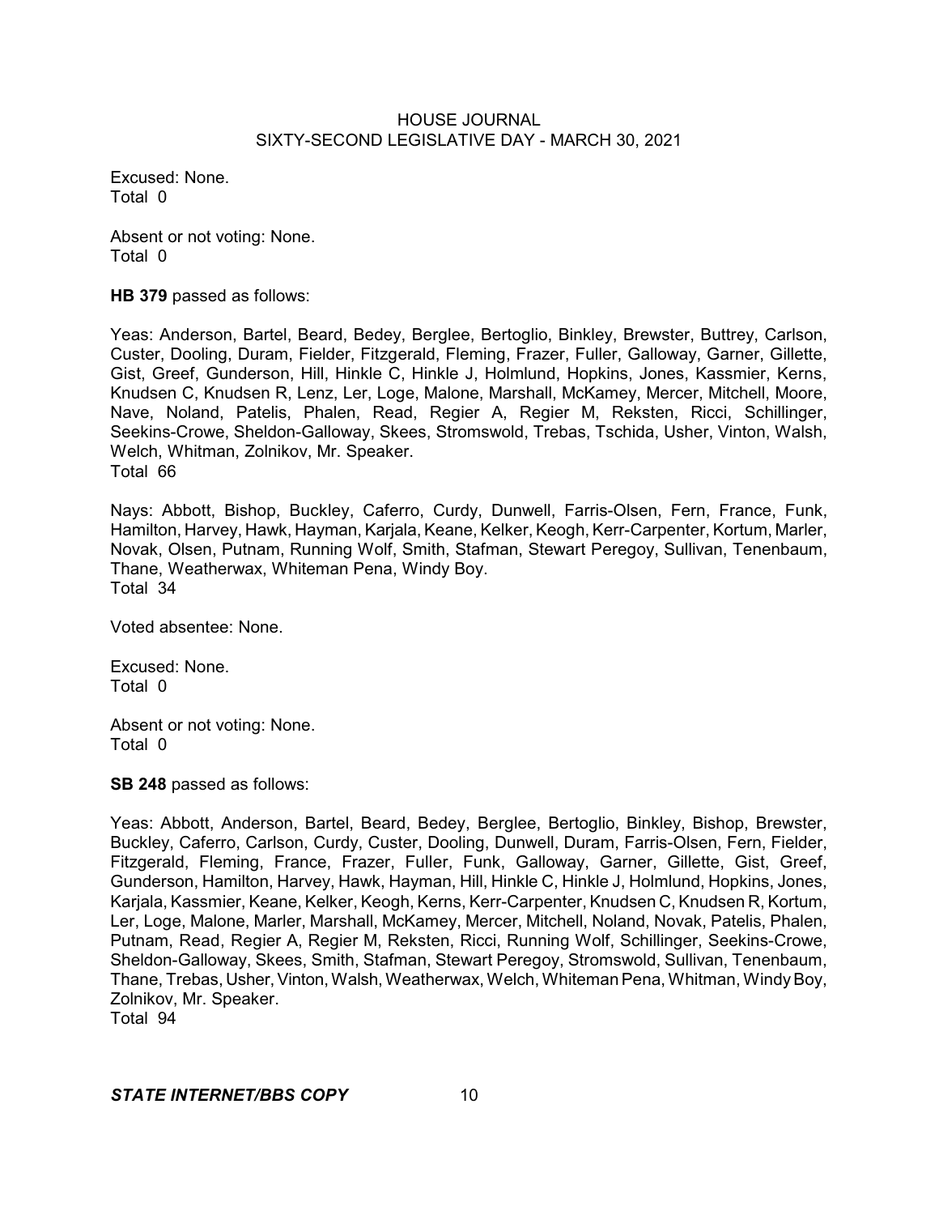Excused: None.
Total 0

Absent or not voting: None.
Total 0

**HB 379** passed as follows:

Yeas: Anderson, Bartel, Beard, Bedey, Berglee, Bertoglio, Binkley, Brewster, Buttrey, Carlson, Custer, Dooling, Duram, Fielder, Fitzgerald, Fleming, Frazer, Fuller, Galloway, Garner, Gillette, Gist, Greef, Gunderson, Hill, Hinkle C, Hinkle J, Holmlund, Hopkins, Jones, Kassmier, Kerns, Knudsen C, Knudsen R, Lenz, Ler, Loge, Malone, Marshall, McKamey, Mercer, Mitchell, Moore, Nave, Noland, Patelis, Phalen, Read, Regier A, Regier M, Reksten, Ricci, Schillinger, Seekins-Crowe, Sheldon-Galloway, Skees, Stromswold, Trebas, Tschida, Usher, Vinton, Walsh, Welch, Whitman, Zolnikov, Mr. Speaker.
Total 66

Nays: Abbott, Bishop, Buckley, Caferro, Curdy, Dunwell, Farris-Olsen, Fern, France, Funk, Hamilton, Harvey, Hawk, Hayman, Karjala, Keane, Kelker, Keogh, Kerr-Carpenter, Kortum, Marler, Novak, Olsen, Putnam, Running Wolf, Smith, Stafman, Stewart Peregoy, Sullivan, Tenenbaum, Thane, Weatherwax, Whiteman Pena, Windy Boy.
Total 34

Voted absentee: None.

Excused: None.
Total 0

Absent or not voting: None.
Total 0

**SB 248** passed as follows:

Yeas: Abbott, Anderson, Bartel, Beard, Bedey, Berglee, Bertoglio, Binkley, Bishop, Brewster, Buckley, Caferro, Carlson, Curdy, Custer, Dooling, Dunwell, Duram, Farris-Olsen, Fern, Fielder, Fitzgerald, Fleming, France, Frazer, Fuller, Funk, Galloway, Garner, Gillette, Gist, Greef, Gunderson, Hamilton, Harvey, Hawk, Hayman, Hill, Hinkle C, Hinkle J, Holmlund, Hopkins, Jones, Karjala, Kassmier, Keane, Kelker, Keogh, Kerns, Kerr-Carpenter, Knudsen C, Knudsen R, Kortum, Ler, Loge, Malone, Marler, Marshall, McKamey, Mercer, Mitchell, Noland, Novak, Patelis, Phalen, Putnam, Read, Regier A, Regier M, Reksten, Ricci, Running Wolf, Schillinger, Seekins-Crowe, Sheldon-Galloway, Skees, Smith, Stafman, Stewart Peregoy, Stromswold, Sullivan, Tenenbaum, Thane, Trebas, Usher, Vinton, Walsh, Weatherwax, Welch, Whiteman Pena, Whitman, Windy Boy, Zolnikov, Mr. Speaker.
Total 94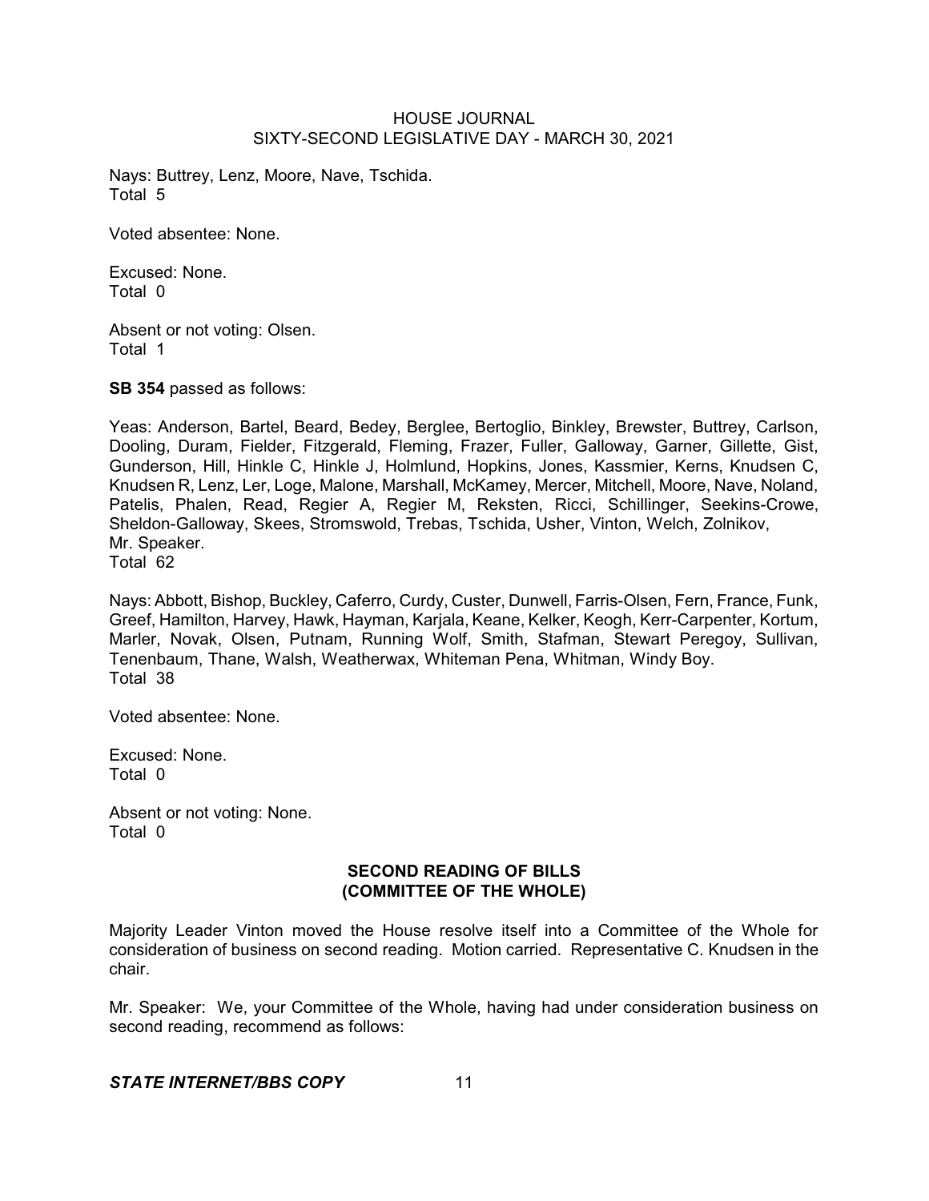Nays: Buttrey, Lenz, Moore, Nave, Tschida.
Total 5

Voted absentee: None.

Excused: None.
Total 0

Absent or not voting: Olsen.
Total 1

**SB 354** passed as follows:

Yeas: Anderson, Bartel, Beard, Bedey, Berglee, Bertoglio, Binkley, Brewster, Buttrey, Carlson, Dooling, Duram, Fielder, Fitzgerald, Fleming, Frazer, Fuller, Galloway, Garner, Gillette, Gist, Gunderson, Hill, Hinkle C, Hinkle J, Holmlund, Hopkins, Jones, Kassmier, Kerns, Knudsen C, Knudsen R, Lenz, Ler, Loge, Malone, Marshall, McKamey, Mercer, Mitchell, Moore, Nave, Noland, Patelis, Phalen, Read, Regier A, Regier M, Reksten, Ricci, Schillinger, Seekins-Crowe, Sheldon-Galloway, Skees, Stromswold, Trebas, Tschida, Usher, Vinton, Welch, Zolnikov, Mr. Speaker.
Total 62

Nays: Abbott, Bishop, Buckley, Caferro, Curdy, Custer, Dunwell, Farris-Olsen, Fern, France, Funk, Greef, Hamilton, Harvey, Hawk, Hayman, Karjala, Keane, Kelker, Keogh, Kerr-Carpenter, Kortum, Marler, Novak, Olsen, Putnam, Running Wolf, Smith, Stafman, Stewart Peregoy, Sullivan, Tenenbaum, Thane, Walsh, Weatherwax, Whiteman Pena, Whitman, Windy Boy.
Total 38

Voted absentee: None.

Excused: None.
Total 0

Absent or not voting: None.
Total 0

## SECOND READING OF BILLS (COMMITTEE OF THE WHOLE)

Majority Leader Vinton moved the House resolve itself into a Committee of the Whole for consideration of business on second reading. Motion carried. Representative C. Knudsen in the chair.

Mr. Speaker: We, your Committee of the Whole, having had under consideration business on second reading, recommend as follows: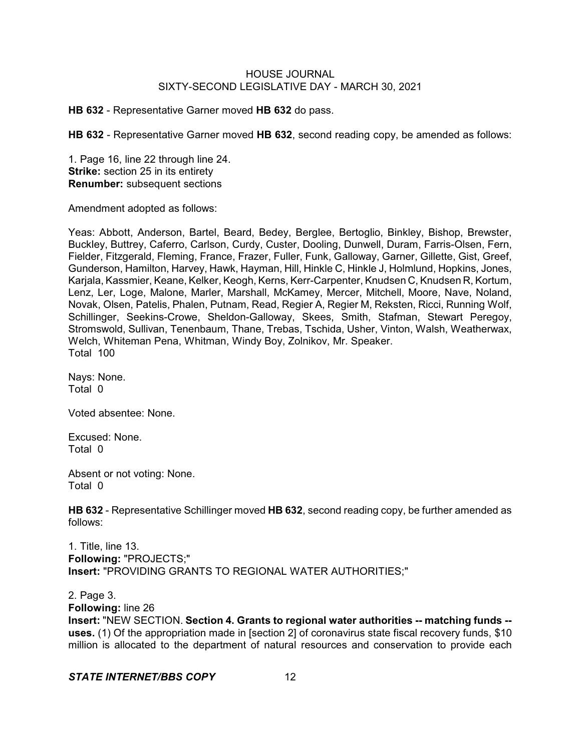**HB 632** - Representative Garner moved **HB 632** do pass.

**HB 632** - Representative Garner moved **HB 632**, second reading copy, be amended as follows:

1. Page 16, line 22 through line 24.
**Strike:** section 25 in its entirety
**Renumber:** subsequent sections

Amendment adopted as follows:

Yeas: Abbott, Anderson, Bartel, Beard, Bedey, Berglee, Bertoglio, Binkley, Bishop, Brewster, Buckley, Buttrey, Caferro, Carlson, Curdy, Custer, Dooling, Dunwell, Duram, Farris-Olsen, Fern, Fielder, Fitzgerald, Fleming, France, Frazer, Fuller, Funk, Galloway, Garner, Gillette, Gist, Greef, Gunderson, Hamilton, Harvey, Hawk, Hayman, Hill, Hinkle C, Hinkle J, Holmlund, Hopkins, Jones, Karjala, Kassmier, Keane, Kelker, Keogh, Kerns, Kerr-Carpenter, Knudsen C, Knudsen R, Kortum, Lenz, Ler, Loge, Malone, Marler, Marshall, McKamey, Mercer, Mitchell, Moore, Nave, Noland, Novak, Olsen, Patelis, Phalen, Putnam, Read, Regier A, Regier M, Reksten, Ricci, Running Wolf, Schillinger, Seekins-Crowe, Sheldon-Galloway, Skees, Smith, Stafman, Stewart Peregoy, Stromswold, Sullivan, Tenenbaum, Thane, Trebas, Tschida, Usher, Vinton, Walsh, Weatherwax, Welch, Whiteman Pena, Whitman, Windy Boy, Zolnikov, Mr. Speaker.
Total 100

Nays: None.
Total 0

Voted absentee: None.

Excused: None.
Total 0

Absent or not voting: None.
Total 0

**HB 632** - Representative Schillinger moved **HB 632**, second reading copy, be further amended as follows:

1. Title, line 13.
**Following:** "PROJECTS;"
**Insert:** "PROVIDING GRANTS TO REGIONAL WATER AUTHORITIES;"

2. Page 3.
**Following:** line 26
**Insert:** "NEW SECTION. **Section 4. Grants to regional water authorities -- matching funds -- uses.** (1) Of the appropriation made in [section 2] of coronavirus state fiscal recovery funds, $10 million is allocated to the department of natural resources and conservation to provide each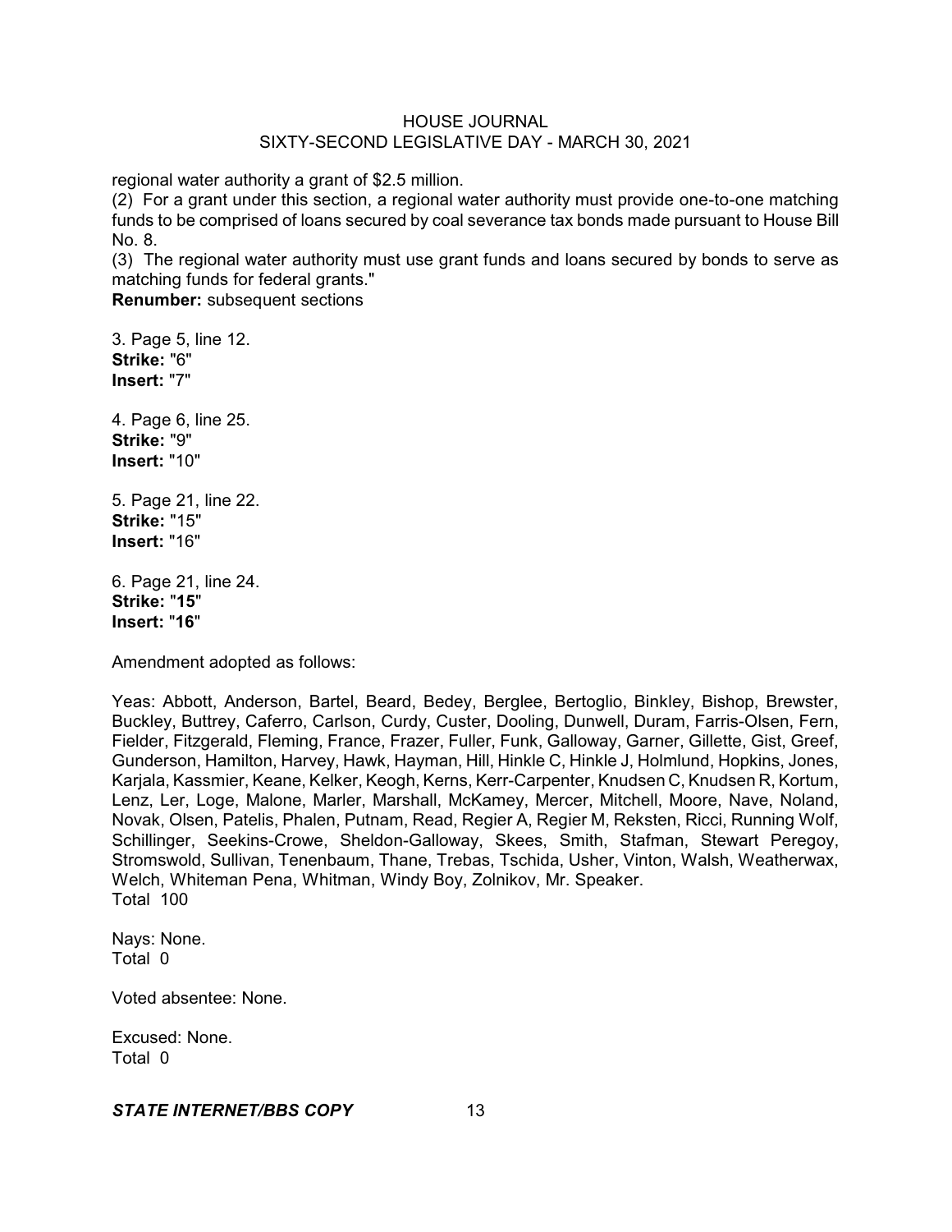regional water authority a grant of $2.5 million.

(2) For a grant under this section, a regional water authority must provide one-to-one matching funds to be comprised of loans secured by coal severance tax bonds made pursuant to House Bill No. 8.

(3) The regional water authority must use grant funds and loans secured by bonds to serve as matching funds for federal grants."

**Renumber:** subsequent sections

3. Page 5, line 12.
**Strike:** "6"
**Insert:** "7"

4. Page 6, line 25.
**Strike:** "9"
**Insert:** "10"

5. Page 21, line 22.
**Strike:** "15"
**Insert:** "16"

6. Page 21, line 24.
**Strike:** "**15**"
**Insert:** "**16**"

Amendment adopted as follows:

Yeas: Abbott, Anderson, Bartel, Beard, Bedey, Berglee, Bertoglio, Binkley, Bishop, Brewster, Buckley, Buttrey, Caferro, Carlson, Curdy, Custer, Dooling, Dunwell, Duram, Farris-Olsen, Fern, Fielder, Fitzgerald, Fleming, France, Frazer, Fuller, Funk, Galloway, Garner, Gillette, Gist, Greef, Gunderson, Hamilton, Harvey, Hawk, Hayman, Hill, Hinkle C, Hinkle J, Holmlund, Hopkins, Jones, Karjala, Kassmier, Keane, Kelker, Keogh, Kerns, Kerr-Carpenter, Knudsen C, Knudsen R, Kortum, Lenz, Ler, Loge, Malone, Marler, Marshall, McKamey, Mercer, Mitchell, Moore, Nave, Noland, Novak, Olsen, Patelis, Phalen, Putnam, Read, Regier A, Regier M, Reksten, Ricci, Running Wolf, Schillinger, Seekins-Crowe, Sheldon-Galloway, Skees, Smith, Stafman, Stewart Peregoy, Stromswold, Sullivan, Tenenbaum, Thane, Trebas, Tschida, Usher, Vinton, Walsh, Weatherwax, Welch, Whiteman Pena, Whitman, Windy Boy, Zolnikov, Mr. Speaker.
Total 100

Nays: None.
Total 0

Voted absentee: None.

Excused: None.
Total 0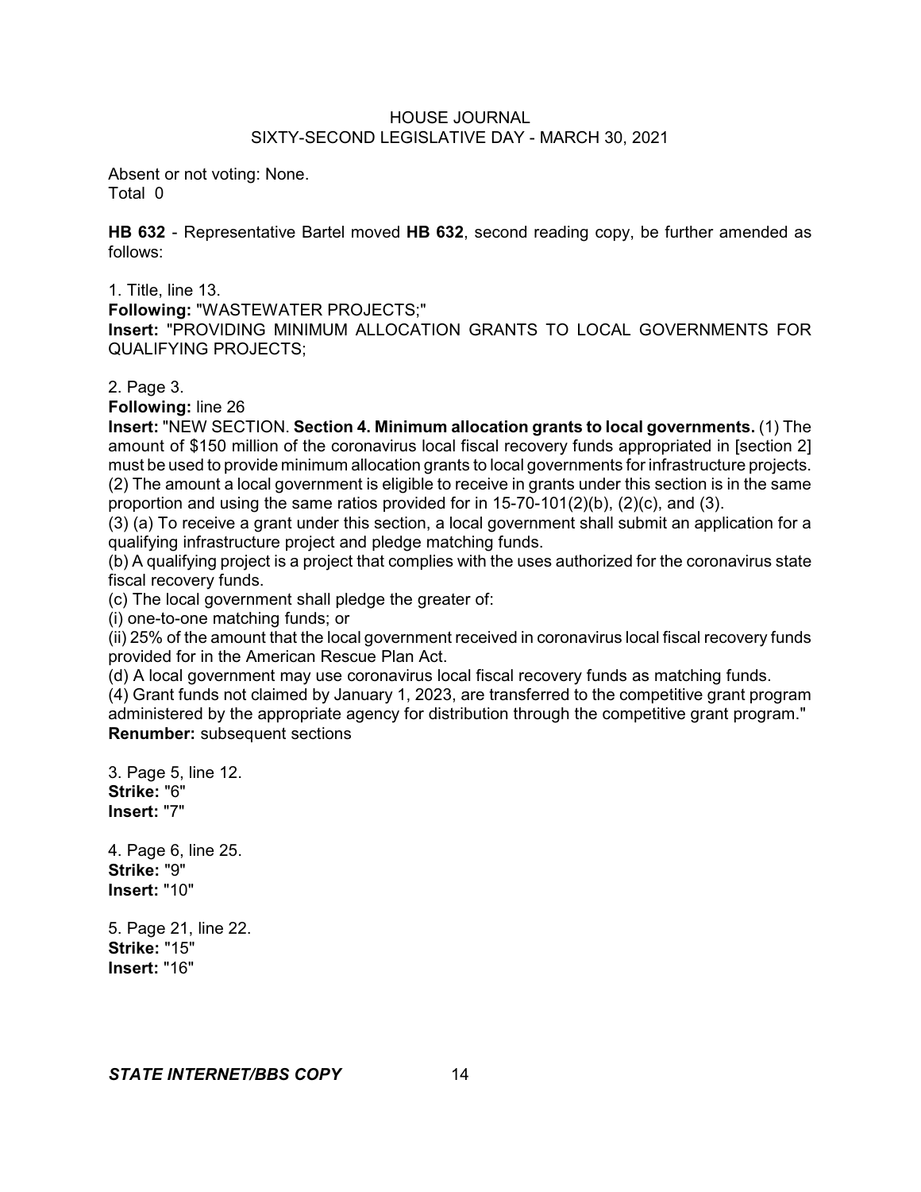Absent or not voting: None.
Total 0

**HB 632** - Representative Bartel moved **HB 632**, second reading copy, be further amended as follows:

1. Title, line 13.
**Following:** "WASTEWATER PROJECTS;"
**Insert:** "PROVIDING MINIMUM ALLOCATION GRANTS TO LOCAL GOVERNMENTS FOR QUALIFYING PROJECTS;

2. Page 3.
**Following:** line 26
**Insert:** "NEW SECTION. **Section 4. Minimum allocation grants to local governments.** (1) The amount of $150 million of the coronavirus local fiscal recovery funds appropriated in [section 2] must be used to provide minimum allocation grants to local governments for infrastructure projects.
(2) The amount a local government is eligible to receive in grants under this section is in the same proportion and using the same ratios provided for in 15-70-101(2)(b), (2)(c), and (3).
(3) (a) To receive a grant under this section, a local government shall submit an application for a qualifying infrastructure project and pledge matching funds.
(b) A qualifying project is a project that complies with the uses authorized for the coronavirus state fiscal recovery funds.
(c) The local government shall pledge the greater of:
(i) one-to-one matching funds; or
(ii) 25% of the amount that the local government received in coronavirus local fiscal recovery funds provided for in the American Rescue Plan Act.
(d) A local government may use coronavirus local fiscal recovery funds as matching funds.
(4) Grant funds not claimed by January 1, 2023, are transferred to the competitive grant program administered by the appropriate agency for distribution through the competitive grant program."
**Renumber:** subsequent sections

3. Page 5, line 12.
**Strike:** "6"
**Insert:** "7"

4. Page 6, line 25.
**Strike:** "9"
**Insert:** "10"

5. Page 21, line 22.
**Strike:** "15"
**Insert:** "16"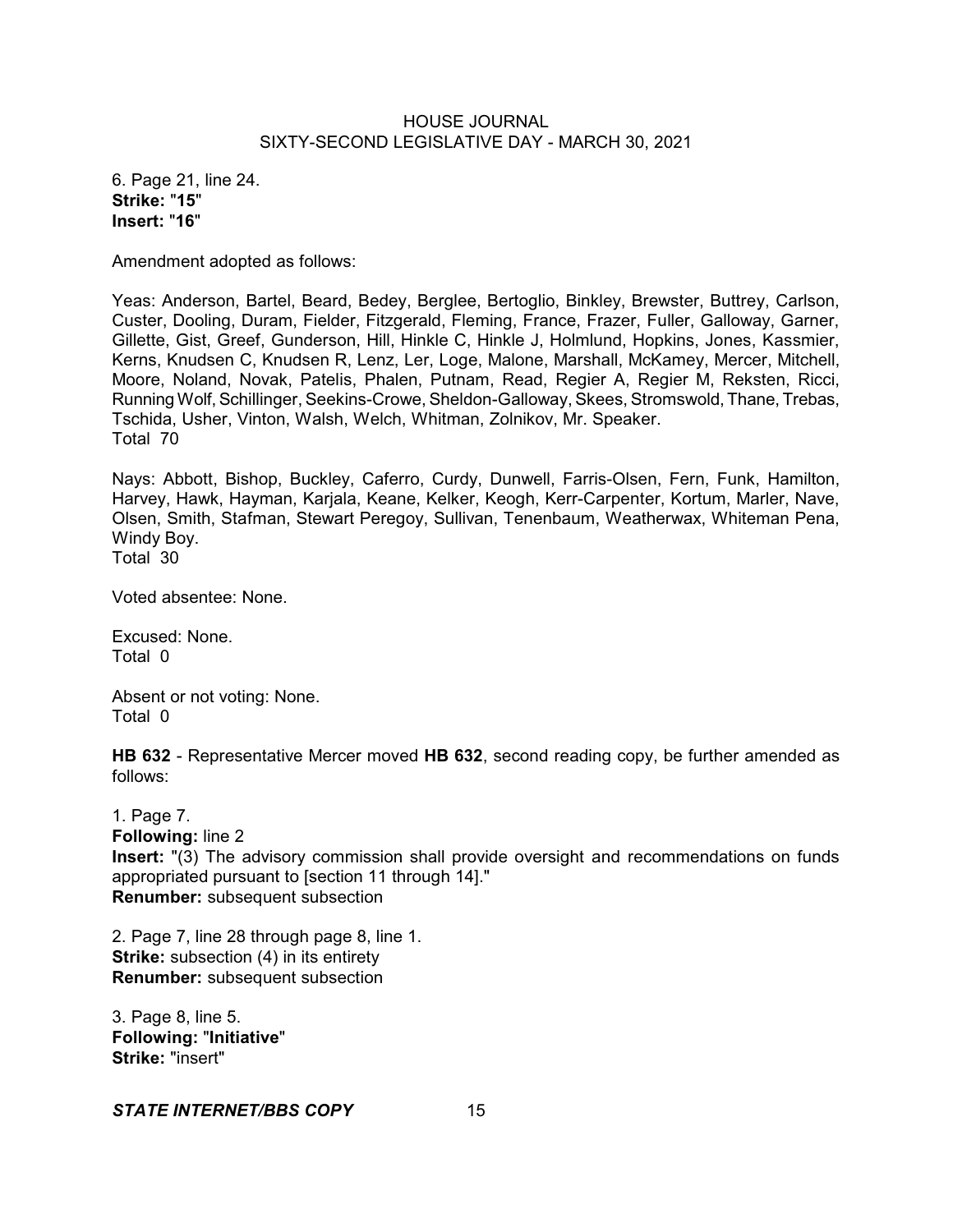6. Page 21, line 24.
**Strike:** "**15**"
**Insert:** "**16**"

Amendment adopted as follows:

Yeas: Anderson, Bartel, Beard, Bedey, Berglee, Bertoglio, Binkley, Brewster, Buttrey, Carlson, Custer, Dooling, Duram, Fielder, Fitzgerald, Fleming, France, Frazer, Fuller, Galloway, Garner, Gillette, Gist, Greef, Gunderson, Hill, Hinkle C, Hinkle J, Holmlund, Hopkins, Jones, Kassmier, Kerns, Knudsen C, Knudsen R, Lenz, Ler, Loge, Malone, Marshall, McKamey, Mercer, Mitchell, Moore, Noland, Novak, Patelis, Phalen, Putnam, Read, Regier A, Regier M, Reksten, Ricci, Running Wolf, Schillinger, Seekins-Crowe, Sheldon-Galloway, Skees, Stromswold, Thane, Trebas, Tschida, Usher, Vinton, Walsh, Welch, Whitman, Zolnikov, Mr. Speaker.
Total 70

Nays: Abbott, Bishop, Buckley, Caferro, Curdy, Dunwell, Farris-Olsen, Fern, Funk, Hamilton, Harvey, Hawk, Hayman, Karjala, Keane, Kelker, Keogh, Kerr-Carpenter, Kortum, Marler, Nave, Olsen, Smith, Stafman, Stewart Peregoy, Sullivan, Tenenbaum, Weatherwax, Whiteman Pena, Windy Boy.
Total 30

Voted absentee: None.

Excused: None.
Total 0

Absent or not voting: None.
Total 0

**HB 632** - Representative Mercer moved **HB 632**, second reading copy, be further amended as follows:

1. Page 7.
**Following:** line 2
**Insert:** "(3) The advisory commission shall provide oversight and recommendations on funds appropriated pursuant to [section 11 through 14]."
**Renumber:** subsequent subsection

2. Page 7, line 28 through page 8, line 1.
**Strike:** subsection (4) in its entirety
**Renumber:** subsequent subsection

3. Page 8, line 5.
**Following:** "**Initiative**"
**Strike:** "insert"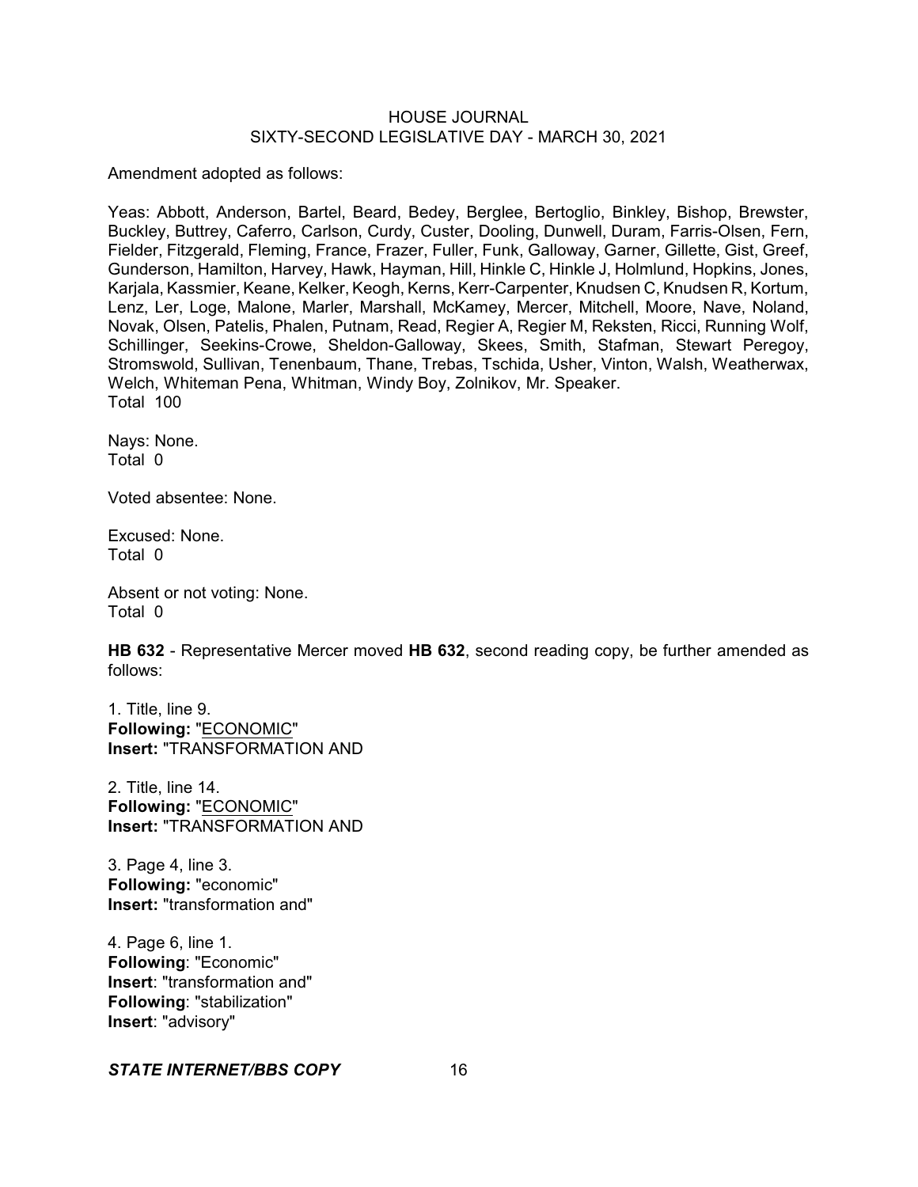Amendment adopted as follows:

Yeas: Abbott, Anderson, Bartel, Beard, Bedey, Berglee, Bertoglio, Binkley, Bishop, Brewster, Buckley, Buttrey, Caferro, Carlson, Curdy, Custer, Dooling, Dunwell, Duram, Farris-Olsen, Fern, Fielder, Fitzgerald, Fleming, France, Frazer, Fuller, Funk, Galloway, Garner, Gillette, Gist, Greef, Gunderson, Hamilton, Harvey, Hawk, Hayman, Hill, Hinkle C, Hinkle J, Holmlund, Hopkins, Jones, Karjala, Kassmier, Keane, Kelker, Keogh, Kerns, Kerr-Carpenter, Knudsen C, Knudsen R, Kortum, Lenz, Ler, Loge, Malone, Marler, Marshall, McKamey, Mercer, Mitchell, Moore, Nave, Noland, Novak, Olsen, Patelis, Phalen, Putnam, Read, Regier A, Regier M, Reksten, Ricci, Running Wolf, Schillinger, Seekins-Crowe, Sheldon-Galloway, Skees, Smith, Stafman, Stewart Peregoy, Stromswold, Sullivan, Tenenbaum, Thane, Trebas, Tschida, Usher, Vinton, Walsh, Weatherwax, Welch, Whiteman Pena, Whitman, Windy Boy, Zolnikov, Mr. Speaker.
Total 100

Nays: None.
Total 0

Voted absentee: None.

Excused: None.
Total 0

Absent or not voting: None.
Total 0

**HB 632** - Representative Mercer moved **HB 632**, second reading copy, be further amended as follows:

1. Title, line 9.
**Following:** "ECONOMIC"
**Insert:** "TRANSFORMATION AND

2. Title, line 14.
**Following:** "ECONOMIC"
**Insert:** "TRANSFORMATION AND

3. Page 4, line 3.
**Following:** "economic"
**Insert:** "transformation and"

4. Page 6, line 1.
**Following**: "Economic"
**Insert**: "transformation and"
**Following**: "stabilization"
**Insert**: "advisory"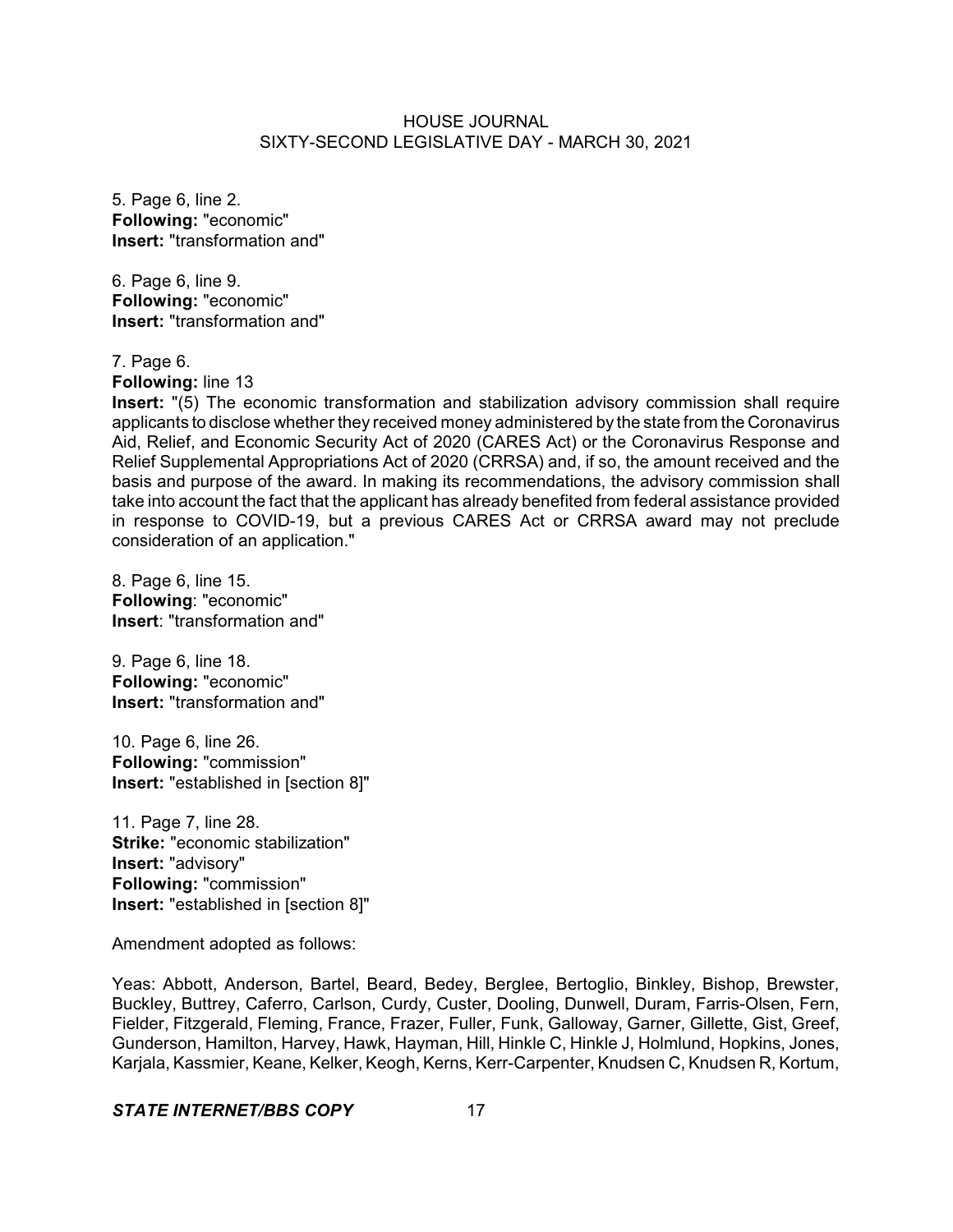5. Page 6, line 2.
**Following:** "economic"
**Insert:** "transformation and"

6. Page 6, line 9.
**Following:** "economic"
**Insert:** "transformation and"

7. Page 6.
**Following:** line 13
**Insert:** "(5) The economic transformation and stabilization advisory commission shall require applicants to disclose whether they received money administered by the state from the Coronavirus Aid, Relief, and Economic Security Act of 2020 (CARES Act) or the Coronavirus Response and Relief Supplemental Appropriations Act of 2020 (CRRSA) and, if so, the amount received and the basis and purpose of the award. In making its recommendations, the advisory commission shall take into account the fact that the applicant has already benefited from federal assistance provided in response to COVID-19, but a previous CARES Act or CRRSA award may not preclude consideration of an application."

8. Page 6, line 15.
**Following**: "economic"
**Insert**: "transformation and"

9. Page 6, line 18.
**Following:** "economic"
**Insert:** "transformation and"

10. Page 6, line 26.
**Following:** "commission"
**Insert:** "established in [section 8]"

11. Page 7, line 28.
**Strike:** "economic stabilization"
**Insert:** "advisory"
**Following:** "commission"
**Insert:** "established in [section 8]"

Amendment adopted as follows:

Yeas: Abbott, Anderson, Bartel, Beard, Bedey, Berglee, Bertoglio, Binkley, Bishop, Brewster, Buckley, Buttrey, Caferro, Carlson, Curdy, Custer, Dooling, Dunwell, Duram, Farris-Olsen, Fern, Fielder, Fitzgerald, Fleming, France, Frazer, Fuller, Funk, Galloway, Garner, Gillette, Gist, Greef, Gunderson, Hamilton, Harvey, Hawk, Hayman, Hill, Hinkle C, Hinkle J, Holmlund, Hopkins, Jones, Karjala, Kassmier, Keane, Kelker, Keogh, Kerns, Kerr-Carpenter, Knudsen C, Knudsen R, Kortum,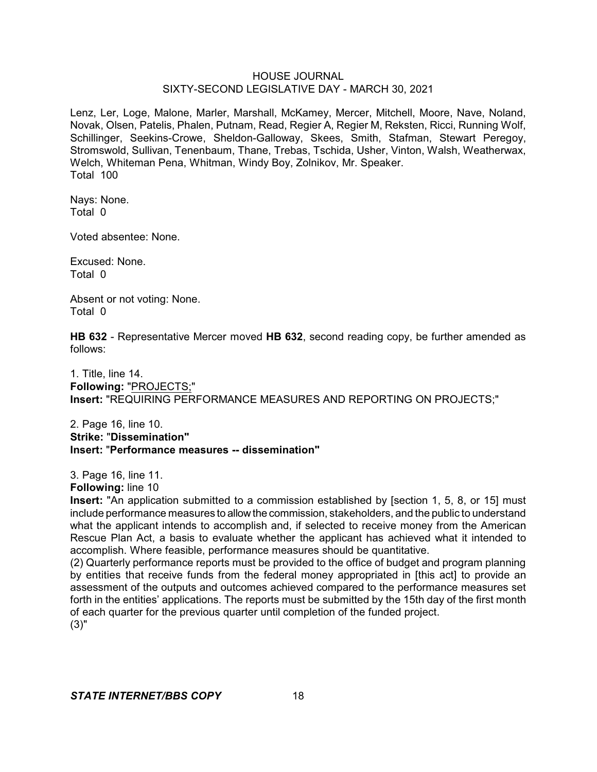Lenz, Ler, Loge, Malone, Marler, Marshall, McKamey, Mercer, Mitchell, Moore, Nave, Noland, Novak, Olsen, Patelis, Phalen, Putnam, Read, Regier A, Regier M, Reksten, Ricci, Running Wolf, Schillinger, Seekins-Crowe, Sheldon-Galloway, Skees, Smith, Stafman, Stewart Peregoy, Stromswold, Sullivan, Tenenbaum, Thane, Trebas, Tschida, Usher, Vinton, Walsh, Weatherwax, Welch, Whiteman Pena, Whitman, Windy Boy, Zolnikov, Mr. Speaker.
Total 100

Nays: None.
Total 0

Voted absentee: None.

Excused: None.
Total 0

Absent or not voting: None.
Total 0

**HB 632** - Representative Mercer moved **HB 632**, second reading copy, be further amended as follows:

1. Title, line 14.
**Following:** "PROJECTS;"
**Insert:** "REQUIRING PERFORMANCE MEASURES AND REPORTING ON PROJECTS;"

2. Page 16, line 10.
**Strike:** "**Dissemination"**
**Insert:** "**Performance measures -- dissemination"**

3. Page 16, line 11.
**Following:** line 10
**Insert:** "An application submitted to a commission established by [section 1, 5, 8, or 15] must include performance measures to allow the commission, stakeholders, and the public to understand what the applicant intends to accomplish and, if selected to receive money from the American Rescue Plan Act, a basis to evaluate whether the applicant has achieved what it intended to accomplish. Where feasible, performance measures should be quantitative.
(2) Quarterly performance reports must be provided to the office of budget and program planning by entities that receive funds from the federal money appropriated in [this act] to provide an assessment of the outputs and outcomes achieved compared to the performance measures set forth in the entities' applications. The reports must be submitted by the 15th day of the first month of each quarter for the previous quarter until completion of the funded project.
(3)"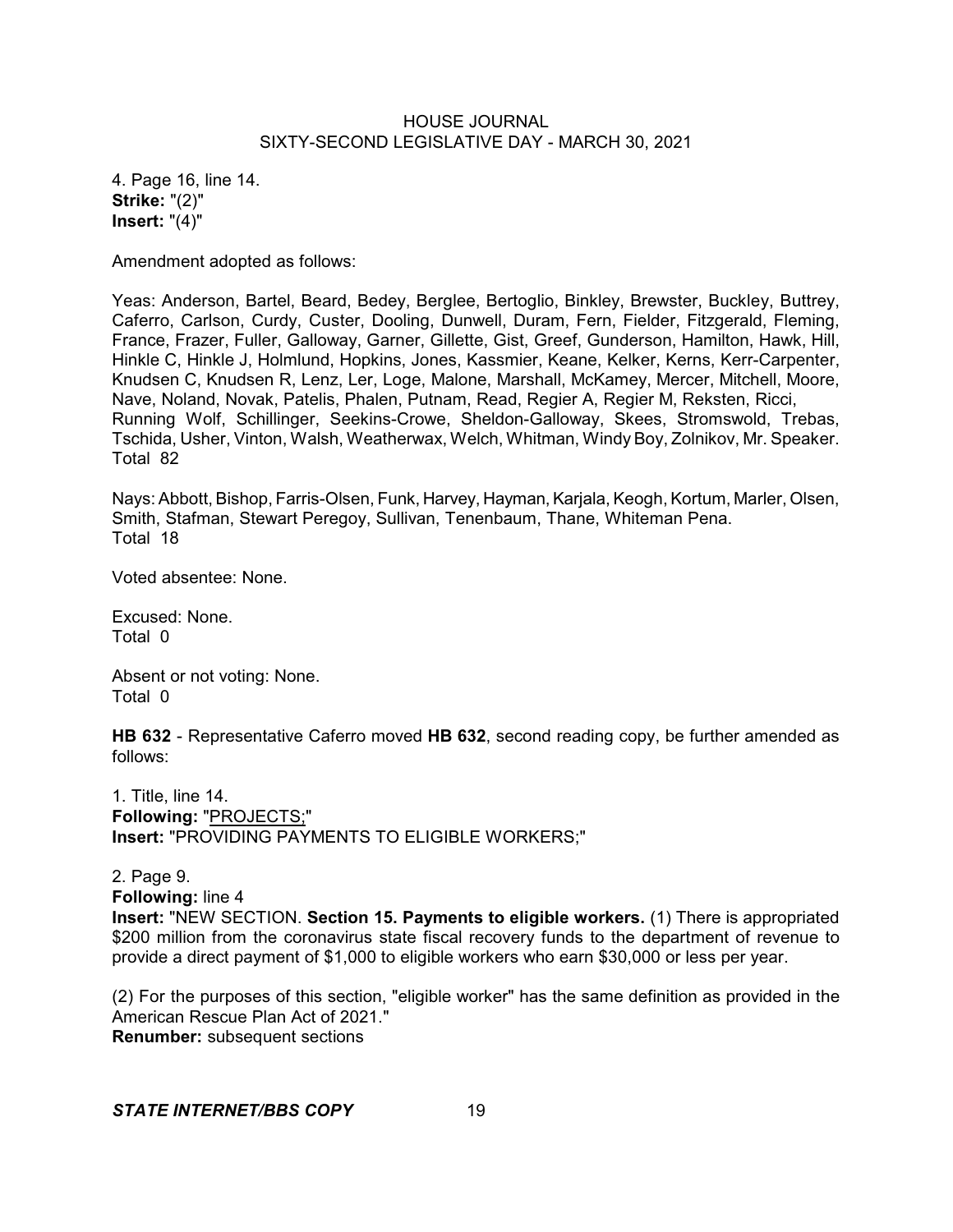4. Page 16, line 14.
**Strike:** "(2)"
**Insert:** "(4)"

Amendment adopted as follows:

Yeas: Anderson, Bartel, Beard, Bedey, Berglee, Bertoglio, Binkley, Brewster, Buckley, Buttrey, Caferro, Carlson, Curdy, Custer, Dooling, Dunwell, Duram, Fern, Fielder, Fitzgerald, Fleming, France, Frazer, Fuller, Galloway, Garner, Gillette, Gist, Greef, Gunderson, Hamilton, Hawk, Hill, Hinkle C, Hinkle J, Holmlund, Hopkins, Jones, Kassmier, Keane, Kelker, Kerns, Kerr-Carpenter, Knudsen C, Knudsen R, Lenz, Ler, Loge, Malone, Marshall, McKamey, Mercer, Mitchell, Moore, Nave, Noland, Novak, Patelis, Phalen, Putnam, Read, Regier A, Regier M, Reksten, Ricci, Running Wolf, Schillinger, Seekins-Crowe, Sheldon-Galloway, Skees, Stromswold, Trebas, Tschida, Usher, Vinton, Walsh, Weatherwax, Welch, Whitman, Windy Boy, Zolnikov, Mr. Speaker.
Total 82

Nays: Abbott, Bishop, Farris-Olsen, Funk, Harvey, Hayman, Karjala, Keogh, Kortum, Marler, Olsen, Smith, Stafman, Stewart Peregoy, Sullivan, Tenenbaum, Thane, Whiteman Pena.
Total 18

Voted absentee: None.

Excused: None.
Total 0

Absent or not voting: None.
Total 0

**HB 632** - Representative Caferro moved **HB 632**, second reading copy, be further amended as follows:

1. Title, line 14.
**Following:** "<u>PROJECTS;</u>"
**Insert:** "PROVIDING PAYMENTS TO ELIGIBLE WORKERS;"

2. Page 9.
**Following:** line 4
**Insert:** "NEW SECTION. **Section 15. Payments to eligible workers.** (1) There is appropriated $200 million from the coronavirus state fiscal recovery funds to the department of revenue to provide a direct payment of $1,000 to eligible workers who earn $30,000 or less per year.

(2) For the purposes of this section, "eligible worker" has the same definition as provided in the American Rescue Plan Act of 2021."
**Renumber:** subsequent sections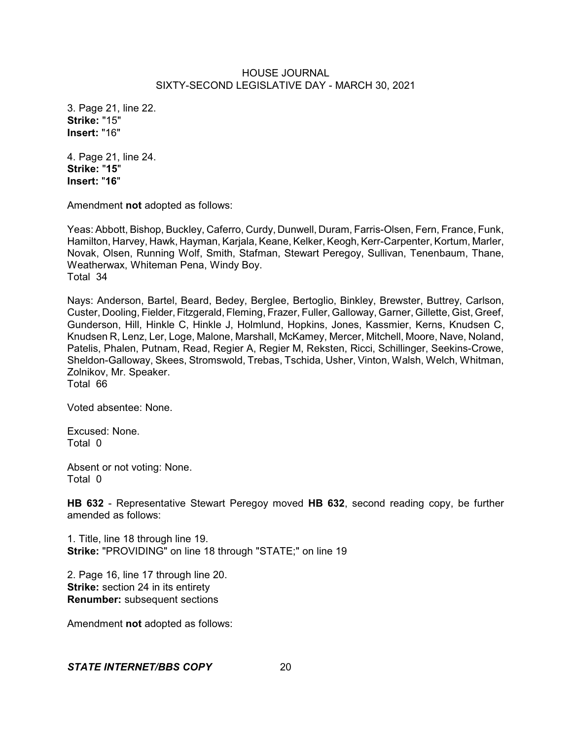3. Page 21, line 22.
**Strike:** "15"
**Insert:** "16"

4. Page 21, line 24.
**Strike:** "**15**"
**Insert:** "**16**"

Amendment **not** adopted as follows:

Yeas: Abbott, Bishop, Buckley, Caferro, Curdy, Dunwell, Duram, Farris-Olsen, Fern, France, Funk, Hamilton, Harvey, Hawk, Hayman, Karjala, Keane, Kelker, Keogh, Kerr-Carpenter, Kortum, Marler, Novak, Olsen, Running Wolf, Smith, Stafman, Stewart Peregoy, Sullivan, Tenenbaum, Thane, Weatherwax, Whiteman Pena, Windy Boy.
Total 34

Nays: Anderson, Bartel, Beard, Bedey, Berglee, Bertoglio, Binkley, Brewster, Buttrey, Carlson, Custer, Dooling, Fielder, Fitzgerald, Fleming, Frazer, Fuller, Galloway, Garner, Gillette, Gist, Greef, Gunderson, Hill, Hinkle C, Hinkle J, Holmlund, Hopkins, Jones, Kassmier, Kerns, Knudsen C, Knudsen R, Lenz, Ler, Loge, Malone, Marshall, McKamey, Mercer, Mitchell, Moore, Nave, Noland, Patelis, Phalen, Putnam, Read, Regier A, Regier M, Reksten, Ricci, Schillinger, Seekins-Crowe, Sheldon-Galloway, Skees, Stromswold, Trebas, Tschida, Usher, Vinton, Walsh, Welch, Whitman, Zolnikov, Mr. Speaker.
Total 66

Voted absentee: None.

Excused: None.
Total 0

Absent or not voting: None.
Total 0

**HB 632** - Representative Stewart Peregoy moved **HB 632**, second reading copy, be further amended as follows:

1. Title, line 18 through line 19.
**Strike:** "PROVIDING" on line 18 through "STATE;" on line 19

2. Page 16, line 17 through line 20.
**Strike:** section 24 in its entirety
**Renumber:** subsequent sections

Amendment **not** adopted as follows: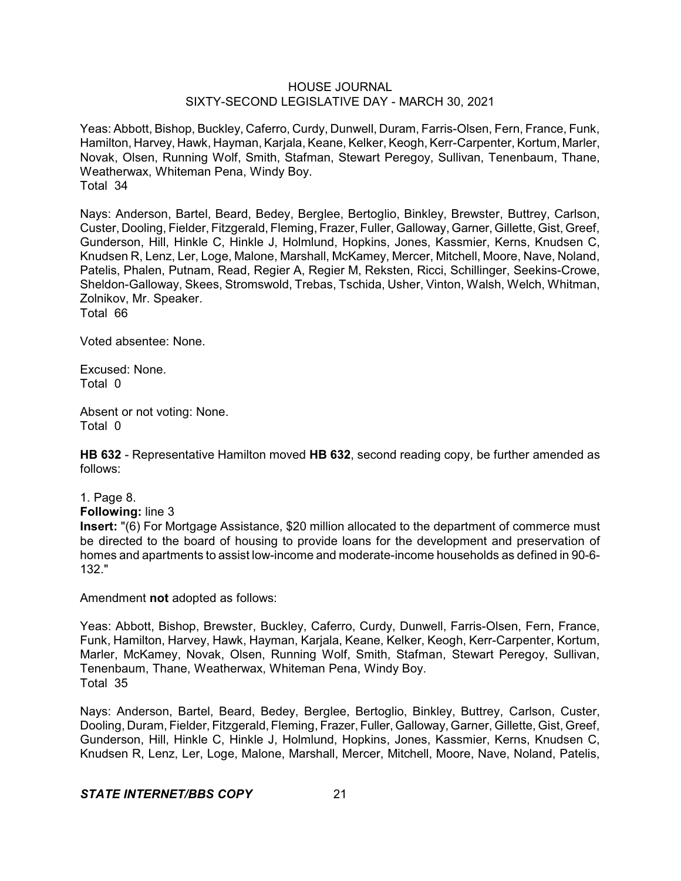Yeas: Abbott, Bishop, Buckley, Caferro, Curdy, Dunwell, Duram, Farris-Olsen, Fern, France, Funk, Hamilton, Harvey, Hawk, Hayman, Karjala, Keane, Kelker, Keogh, Kerr-Carpenter, Kortum, Marler, Novak, Olsen, Running Wolf, Smith, Stafman, Stewart Peregoy, Sullivan, Tenenbaum, Thane, Weatherwax, Whiteman Pena, Windy Boy.
Total 34

Nays: Anderson, Bartel, Beard, Bedey, Berglee, Bertoglio, Binkley, Brewster, Buttrey, Carlson, Custer, Dooling, Fielder, Fitzgerald, Fleming, Frazer, Fuller, Galloway, Garner, Gillette, Gist, Greef, Gunderson, Hill, Hinkle C, Hinkle J, Holmlund, Hopkins, Jones, Kassmier, Kerns, Knudsen C, Knudsen R, Lenz, Ler, Loge, Malone, Marshall, McKamey, Mercer, Mitchell, Moore, Nave, Noland, Patelis, Phalen, Putnam, Read, Regier A, Regier M, Reksten, Ricci, Schillinger, Seekins-Crowe, Sheldon-Galloway, Skees, Stromswold, Trebas, Tschida, Usher, Vinton, Walsh, Welch, Whitman, Zolnikov, Mr. Speaker.
Total 66

Voted absentee: None.

Excused: None.
Total 0

Absent or not voting: None.
Total 0

**HB 632** - Representative Hamilton moved **HB 632**, second reading copy, be further amended as follows:

1. Page 8.
**Following:** line 3
**Insert:** "(6) For Mortgage Assistance, $20 million allocated to the department of commerce must be directed to the board of housing to provide loans for the development and preservation of homes and apartments to assist low-income and moderate-income households as defined in 90-6-132."

Amendment **not** adopted as follows:

Yeas: Abbott, Bishop, Brewster, Buckley, Caferro, Curdy, Dunwell, Farris-Olsen, Fern, France, Funk, Hamilton, Harvey, Hawk, Hayman, Karjala, Keane, Kelker, Keogh, Kerr-Carpenter, Kortum, Marler, McKamey, Novak, Olsen, Running Wolf, Smith, Stafman, Stewart Peregoy, Sullivan, Tenenbaum, Thane, Weatherwax, Whiteman Pena, Windy Boy.
Total 35

Nays: Anderson, Bartel, Beard, Bedey, Berglee, Bertoglio, Binkley, Buttrey, Carlson, Custer, Dooling, Duram, Fielder, Fitzgerald, Fleming, Frazer, Fuller, Galloway, Garner, Gillette, Gist, Greef, Gunderson, Hill, Hinkle C, Hinkle J, Holmlund, Hopkins, Jones, Kassmier, Kerns, Knudsen C, Knudsen R, Lenz, Ler, Loge, Malone, Marshall, Mercer, Mitchell, Moore, Nave, Noland, Patelis,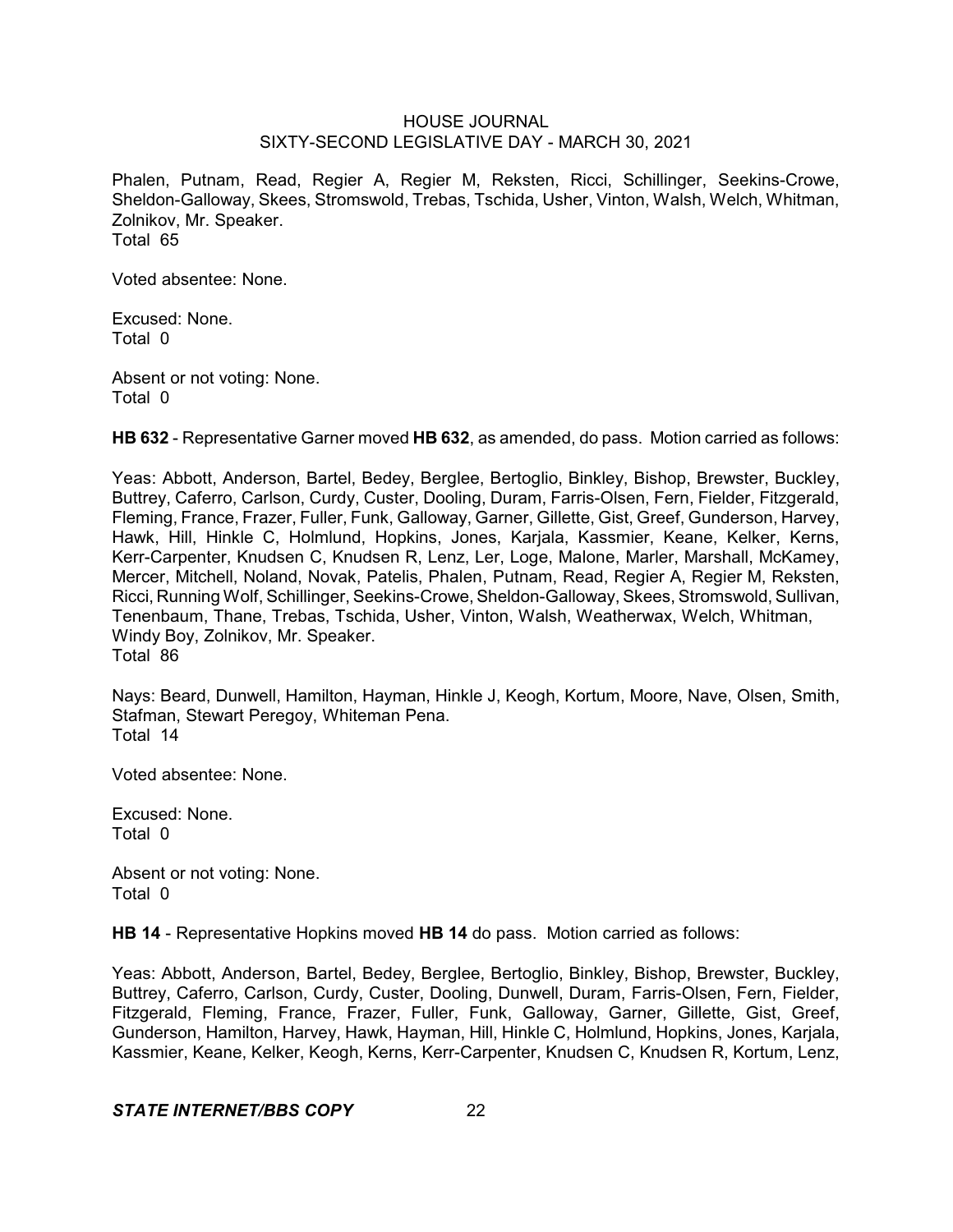Phalen, Putnam, Read, Regier A, Regier M, Reksten, Ricci, Schillinger, Seekins-Crowe, Sheldon-Galloway, Skees, Stromswold, Trebas, Tschida, Usher, Vinton, Walsh, Welch, Whitman, Zolnikov, Mr. Speaker.
Total 65

Voted absentee: None.

Excused: None.
Total 0

Absent or not voting: None.
Total 0

**HB 632** - Representative Garner moved **HB 632**, as amended, do pass. Motion carried as follows:

Yeas: Abbott, Anderson, Bartel, Bedey, Berglee, Bertoglio, Binkley, Bishop, Brewster, Buckley, Buttrey, Caferro, Carlson, Curdy, Custer, Dooling, Duram, Farris-Olsen, Fern, Fielder, Fitzgerald, Fleming, France, Frazer, Fuller, Funk, Galloway, Garner, Gillette, Gist, Greef, Gunderson, Harvey, Hawk, Hill, Hinkle C, Holmlund, Hopkins, Jones, Karjala, Kassmier, Keane, Kelker, Kerns, Kerr-Carpenter, Knudsen C, Knudsen R, Lenz, Ler, Loge, Malone, Marler, Marshall, McKamey, Mercer, Mitchell, Noland, Novak, Patelis, Phalen, Putnam, Read, Regier A, Regier M, Reksten, Ricci, Running Wolf, Schillinger, Seekins-Crowe, Sheldon-Galloway, Skees, Stromswold, Sullivan, Tenenbaum, Thane, Trebas, Tschida, Usher, Vinton, Walsh, Weatherwax, Welch, Whitman, Windy Boy, Zolnikov, Mr. Speaker.
Total 86

Nays: Beard, Dunwell, Hamilton, Hayman, Hinkle J, Keogh, Kortum, Moore, Nave, Olsen, Smith, Stafman, Stewart Peregoy, Whiteman Pena.
Total 14

Voted absentee: None.

Excused: None.
Total 0

Absent or not voting: None.
Total 0

**HB 14** - Representative Hopkins moved **HB 14** do pass. Motion carried as follows:

Yeas: Abbott, Anderson, Bartel, Bedey, Berglee, Bertoglio, Binkley, Bishop, Brewster, Buckley, Buttrey, Caferro, Carlson, Curdy, Custer, Dooling, Dunwell, Duram, Farris-Olsen, Fern, Fielder, Fitzgerald, Fleming, France, Frazer, Fuller, Funk, Galloway, Garner, Gillette, Gist, Greef, Gunderson, Hamilton, Harvey, Hawk, Hayman, Hill, Hinkle C, Holmlund, Hopkins, Jones, Karjala, Kassmier, Keane, Kelker, Keogh, Kerns, Kerr-Carpenter, Knudsen C, Knudsen R, Kortum, Lenz,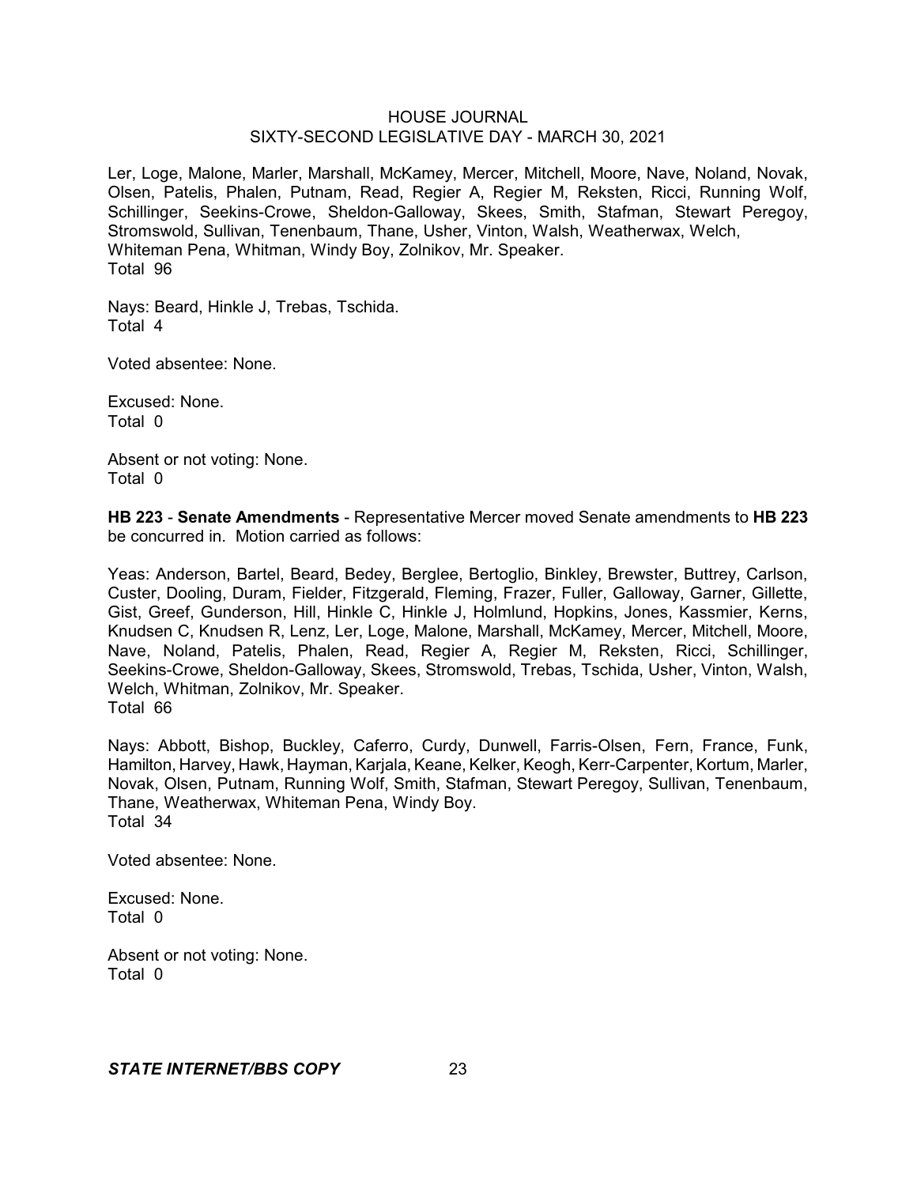Ler, Loge, Malone, Marler, Marshall, McKamey, Mercer, Mitchell, Moore, Nave, Noland, Novak, Olsen, Patelis, Phalen, Putnam, Read, Regier A, Regier M, Reksten, Ricci, Running Wolf, Schillinger, Seekins-Crowe, Sheldon-Galloway, Skees, Smith, Stafman, Stewart Peregoy, Stromswold, Sullivan, Tenenbaum, Thane, Usher, Vinton, Walsh, Weatherwax, Welch, Whiteman Pena, Whitman, Windy Boy, Zolnikov, Mr. Speaker.
Total 96

Nays: Beard, Hinkle J, Trebas, Tschida.
Total 4

Voted absentee: None.

Excused: None.
Total 0

Absent or not voting: None.
Total 0

**HB 223** - **Senate Amendments** - Representative Mercer moved Senate amendments to **HB 223** be concurred in. Motion carried as follows:

Yeas: Anderson, Bartel, Beard, Bedey, Berglee, Bertoglio, Binkley, Brewster, Buttrey, Carlson, Custer, Dooling, Duram, Fielder, Fitzgerald, Fleming, Frazer, Fuller, Galloway, Garner, Gillette, Gist, Greef, Gunderson, Hill, Hinkle C, Hinkle J, Holmlund, Hopkins, Jones, Kassmier, Kerns, Knudsen C, Knudsen R, Lenz, Ler, Loge, Malone, Marshall, McKamey, Mercer, Mitchell, Moore, Nave, Noland, Patelis, Phalen, Read, Regier A, Regier M, Reksten, Ricci, Schillinger, Seekins-Crowe, Sheldon-Galloway, Skees, Stromswold, Trebas, Tschida, Usher, Vinton, Walsh, Welch, Whitman, Zolnikov, Mr. Speaker.
Total 66

Nays: Abbott, Bishop, Buckley, Caferro, Curdy, Dunwell, Farris-Olsen, Fern, France, Funk, Hamilton, Harvey, Hawk, Hayman, Karjala, Keane, Kelker, Keogh, Kerr-Carpenter, Kortum, Marler, Novak, Olsen, Putnam, Running Wolf, Smith, Stafman, Stewart Peregoy, Sullivan, Tenenbaum, Thane, Weatherwax, Whiteman Pena, Windy Boy.
Total 34

Voted absentee: None.

Excused: None.
Total 0

Absent or not voting: None.
Total 0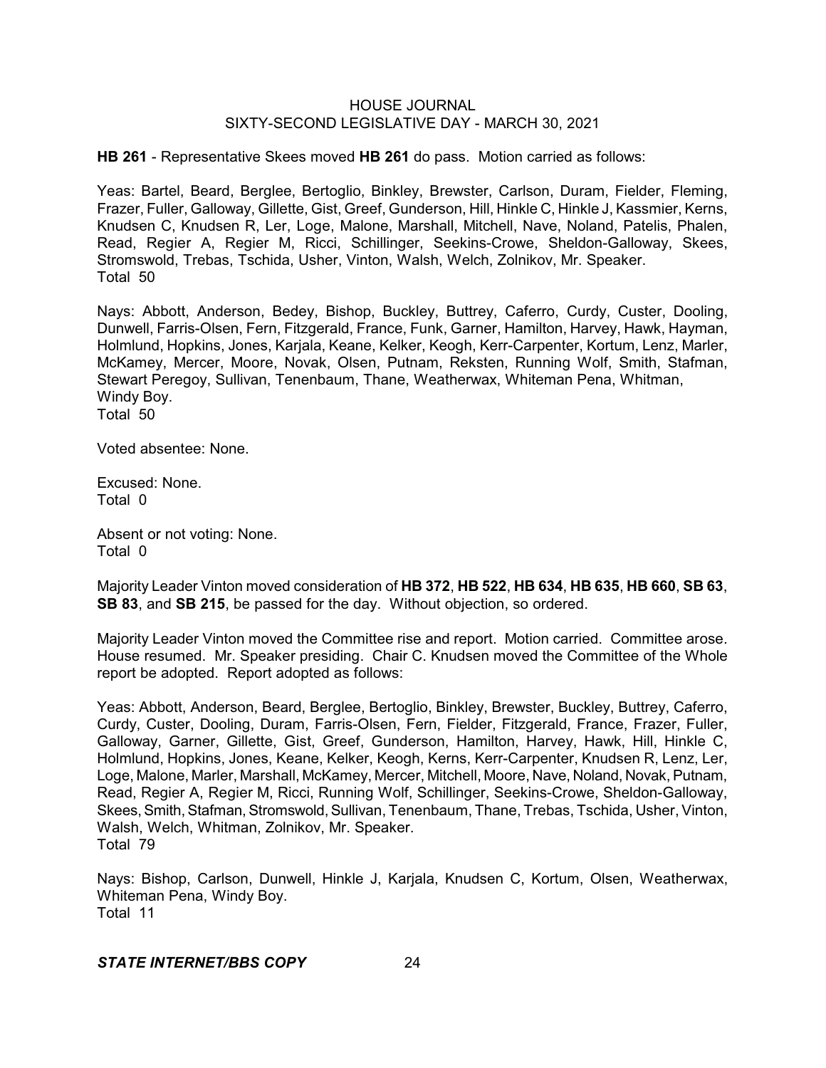**HB 261** - Representative Skees moved **HB 261** do pass. Motion carried as follows:

Yeas: Bartel, Beard, Berglee, Bertoglio, Binkley, Brewster, Carlson, Duram, Fielder, Fleming, Frazer, Fuller, Galloway, Gillette, Gist, Greef, Gunderson, Hill, Hinkle C, Hinkle J, Kassmier, Kerns, Knudsen C, Knudsen R, Ler, Loge, Malone, Marshall, Mitchell, Nave, Noland, Patelis, Phalen, Read, Regier A, Regier M, Ricci, Schillinger, Seekins-Crowe, Sheldon-Galloway, Skees, Stromswold, Trebas, Tschida, Usher, Vinton, Walsh, Welch, Zolnikov, Mr. Speaker.
Total 50

Nays: Abbott, Anderson, Bedey, Bishop, Buckley, Buttrey, Caferro, Curdy, Custer, Dooling, Dunwell, Farris-Olsen, Fern, Fitzgerald, France, Funk, Garner, Hamilton, Harvey, Hawk, Hayman, Holmlund, Hopkins, Jones, Karjala, Keane, Kelker, Keogh, Kerr-Carpenter, Kortum, Lenz, Marler, McKamey, Mercer, Moore, Novak, Olsen, Putnam, Reksten, Running Wolf, Smith, Stafman, Stewart Peregoy, Sullivan, Tenenbaum, Thane, Weatherwax, Whiteman Pena, Whitman, Windy Boy.
Total 50

Voted absentee: None.

Excused: None.
Total 0

Absent or not voting: None.
Total 0

Majority Leader Vinton moved consideration of **HB 372**, **HB 522**, **HB 634**, **HB 635**, **HB 660**, **SB 63**, **SB 83**, and **SB 215**, be passed for the day. Without objection, so ordered.

Majority Leader Vinton moved the Committee rise and report. Motion carried. Committee arose. House resumed. Mr. Speaker presiding. Chair C. Knudsen moved the Committee of the Whole report be adopted. Report adopted as follows:

Yeas: Abbott, Anderson, Beard, Berglee, Bertoglio, Binkley, Brewster, Buckley, Buttrey, Caferro, Curdy, Custer, Dooling, Duram, Farris-Olsen, Fern, Fielder, Fitzgerald, France, Frazer, Fuller, Galloway, Garner, Gillette, Gist, Greef, Gunderson, Hamilton, Harvey, Hawk, Hill, Hinkle C, Holmlund, Hopkins, Jones, Keane, Kelker, Keogh, Kerns, Kerr-Carpenter, Knudsen R, Lenz, Ler, Loge, Malone, Marler, Marshall, McKamey, Mercer, Mitchell, Moore, Nave, Noland, Novak, Putnam, Read, Regier A, Regier M, Ricci, Running Wolf, Schillinger, Seekins-Crowe, Sheldon-Galloway, Skees, Smith, Stafman, Stromswold, Sullivan, Tenenbaum, Thane, Trebas, Tschida, Usher, Vinton, Walsh, Welch, Whitman, Zolnikov, Mr. Speaker.
Total 79

Nays: Bishop, Carlson, Dunwell, Hinkle J, Karjala, Knudsen C, Kortum, Olsen, Weatherwax, Whiteman Pena, Windy Boy.
Total 11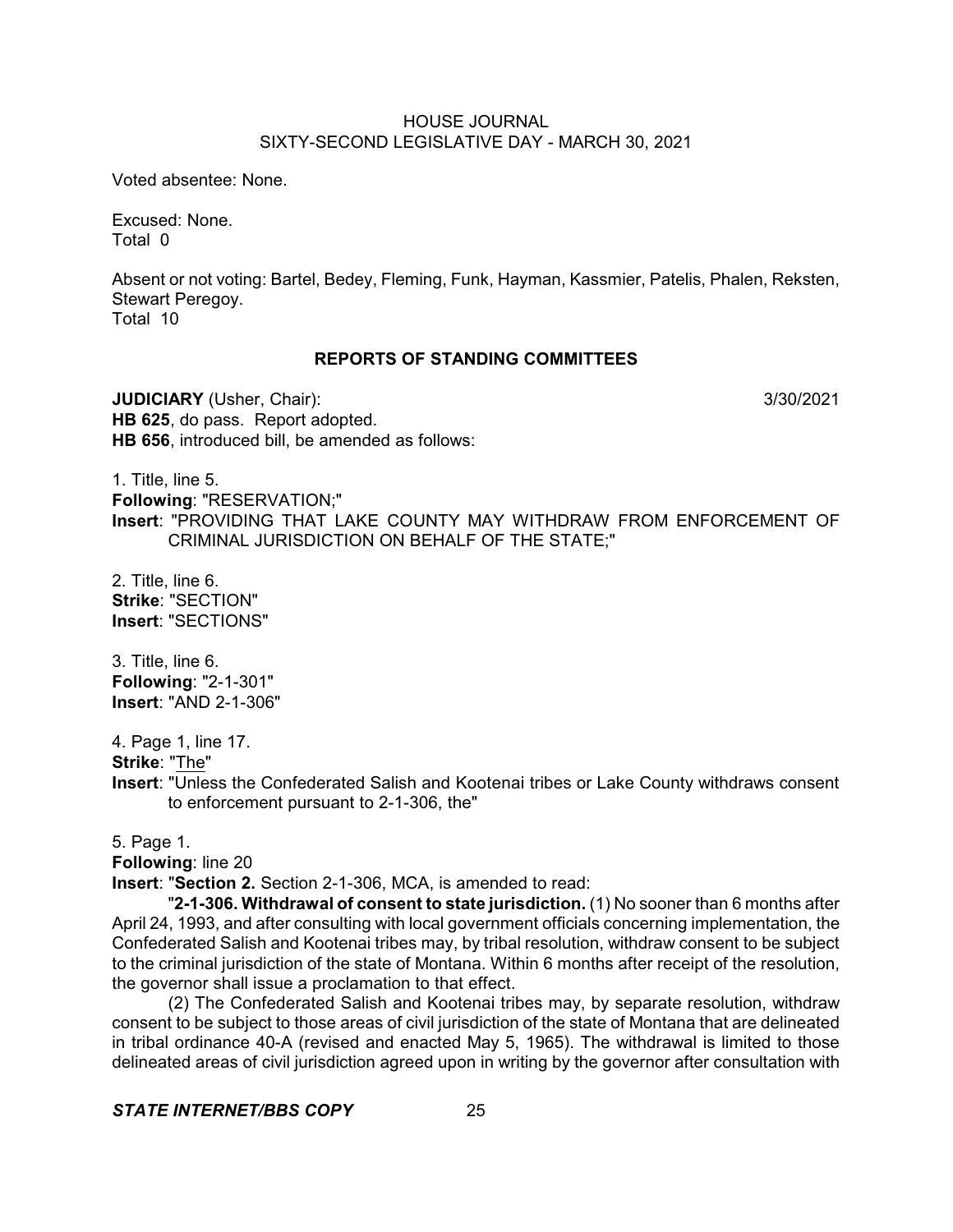Voted absentee: None.

Excused: None.
Total 0

Absent or not voting: Bartel, Bedey, Fleming, Funk, Hayman, Kassmier, Patelis, Phalen, Reksten, Stewart Peregoy.
Total 10

## REPORTS OF STANDING COMMITTEES

**JUDICIARY** (Usher, Chair): 3/30/2021

**HB 625**, do pass. Report adopted.

**HB 656**, introduced bill, be amended as follows:

1. Title, line 5.
**Following**: "RESERVATION;"
**Insert**: "PROVIDING THAT LAKE COUNTY MAY WITHDRAW FROM ENFORCEMENT OF CRIMINAL JURISDICTION ON BEHALF OF THE STATE;"

2. Title, line 6.
**Strike**: "SECTION"
**Insert**: "SECTIONS"

3. Title, line 6.
**Following**: "2-1-301"
**Insert**: "AND 2-1-306"

4. Page 1, line 17.
**Strike**: "The"
**Insert**: "Unless the Confederated Salish and Kootenai tribes or Lake County withdraws consent to enforcement pursuant to 2-1-306, the"

5. Page 1.
**Following**: line 20
**Insert**: "**Section 2.** Section 2-1-306, MCA, is amended to read:

"**2-1-306. Withdrawal of consent to state jurisdiction.** (1) No sooner than 6 months after April 24, 1993, and after consulting with local government officials concerning implementation, the Confederated Salish and Kootenai tribes may, by tribal resolution, withdraw consent to be subject to the criminal jurisdiction of the state of Montana. Within 6 months after receipt of the resolution, the governor shall issue a proclamation to that effect.

(2) The Confederated Salish and Kootenai tribes may, by separate resolution, withdraw consent to be subject to those areas of civil jurisdiction of the state of Montana that are delineated in tribal ordinance 40-A (revised and enacted May 5, 1965). The withdrawal is limited to those delineated areas of civil jurisdiction agreed upon in writing by the governor after consultation with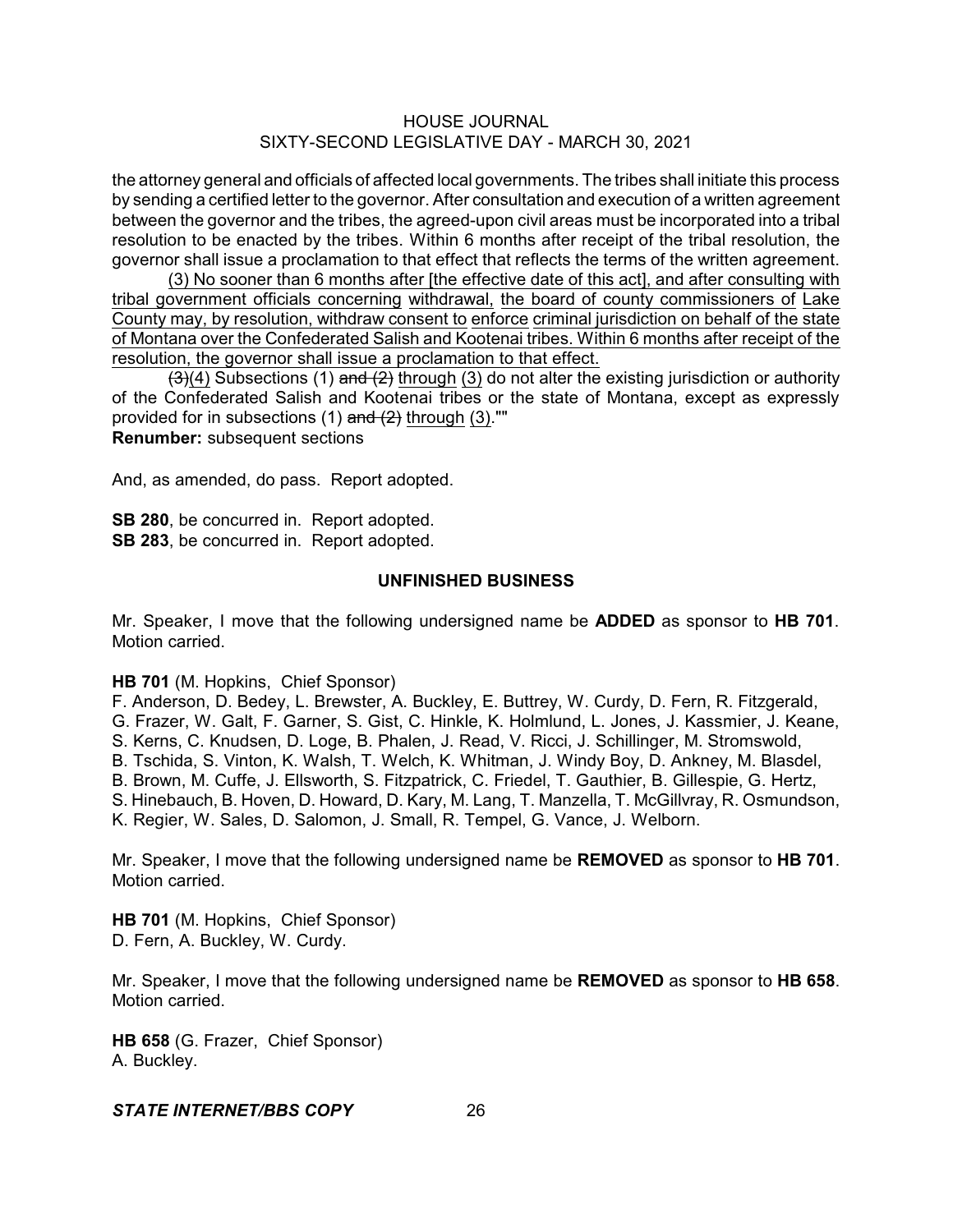the attorney general and officials of affected local governments. The tribes shall initiate this process by sending a certified letter to the governor. After consultation and execution of a written agreement between the governor and the tribes, the agreed-upon civil areas must be incorporated into a tribal resolution to be enacted by the tribes. Within 6 months after receipt of the tribal resolution, the governor shall issue a proclamation to that effect that reflects the terms of the written agreement.

<u>(3) No sooner than 6 months after [the effective date of this act], and after consulting with tribal government officials concerning</u> <u>withdrawal,</u> <u>the board of county commissioners of</u> <u>Lake County may, by resolution, withdraw consent to</u> <u>enforce</u> <u>criminal jurisdiction on behalf of the state of Montana over the Confederated Salish and Kootenai tribes. Within 6 months after receipt of the resolution, the governor shall issue a proclamation to that effect.</u>

~~(3)~~<u>(4)</u> Subsections (1) ~~and (2)~~ <u>through</u> <u>(3)</u> do not alter the existing jurisdiction or authority of the Confederated Salish and Kootenai tribes or the state of Montana, except as expressly provided for in subsections (1) ~~and (2)~~ <u>through</u> <u>(3)</u>.""

**Renumber:** subsequent sections

And, as amended, do pass. Report adopted.

**SB 280**, be concurred in. Report adopted.

**SB 283**, be concurred in. Report adopted.

## UNFINISHED BUSINESS

Mr. Speaker, I move that the following undersigned name be **ADDED** as sponsor to **HB 701**. Motion carried.

**HB 701** (M. Hopkins, Chief Sponsor)

F. Anderson, D. Bedey, L. Brewster, A. Buckley, E. Buttrey, W. Curdy, D. Fern, R. Fitzgerald, G. Frazer, W. Galt, F. Garner, S. Gist, C. Hinkle, K. Holmlund, L. Jones, J. Kassmier, J. Keane, S. Kerns, C. Knudsen, D. Loge, B. Phalen, J. Read, V. Ricci, J. Schillinger, M. Stromswold, B. Tschida, S. Vinton, K. Walsh, T. Welch, K. Whitman, J. Windy Boy, D. Ankney, M. Blasdel, B. Brown, M. Cuffe, J. Ellsworth, S. Fitzpatrick, C. Friedel, T. Gauthier, B. Gillespie, G. Hertz, S. Hinebauch, B. Hoven, D. Howard, D. Kary, M. Lang, T. Manzella, T. McGillvray, R. Osmundson, K. Regier, W. Sales, D. Salomon, J. Small, R. Tempel, G. Vance, J. Welborn.

Mr. Speaker, I move that the following undersigned name be **REMOVED** as sponsor to **HB 701**. Motion carried.

**HB 701** (M. Hopkins, Chief Sponsor)

D. Fern, A. Buckley, W. Curdy.

Mr. Speaker, I move that the following undersigned name be **REMOVED** as sponsor to **HB 658**. Motion carried.

**HB 658** (G. Frazer, Chief Sponsor)

A. Buckley.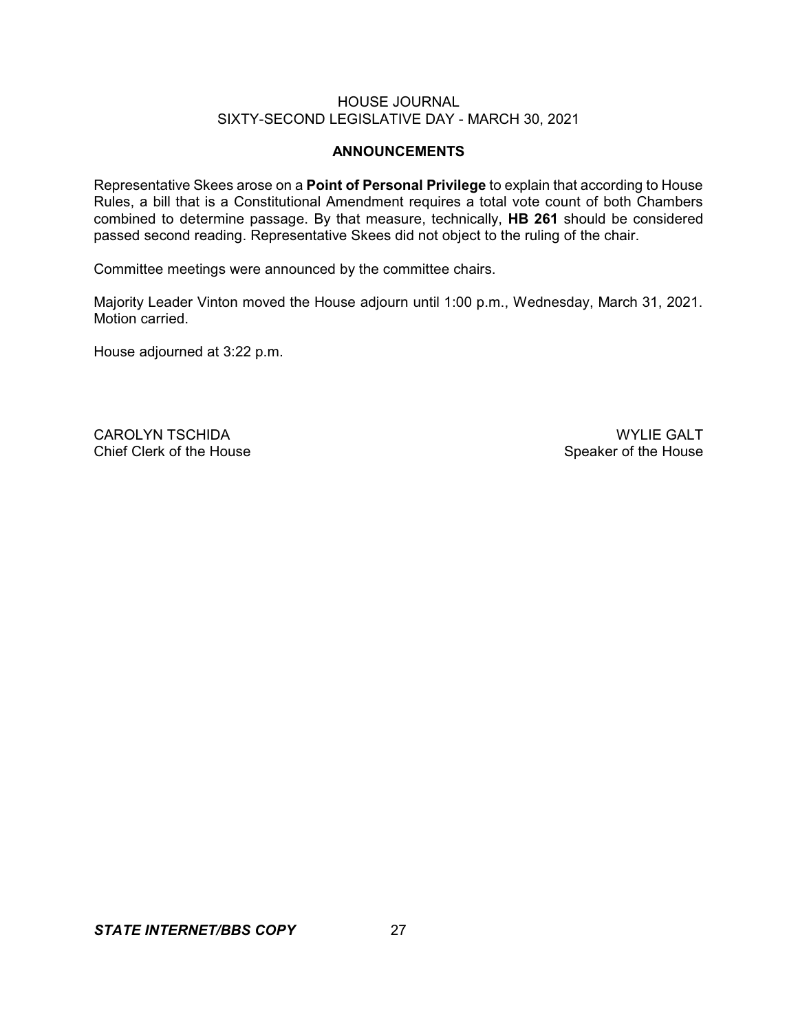HOUSE JOURNAL
SIXTY-SECOND LEGISLATIVE DAY - MARCH 30, 2021

## ANNOUNCEMENTS

Representative Skees arose on a **Point of Personal Privilege** to explain that according to House Rules, a bill that is a Constitutional Amendment requires a total vote count of both Chambers combined to determine passage. By that measure, technically, **HB 261** should be considered passed second reading. Representative Skees did not object to the ruling of the chair.

Committee meetings were announced by the committee chairs.

Majority Leader Vinton moved the House adjourn until 1:00 p.m., Wednesday, March 31, 2021. Motion carried.

House adjourned at 3:22 p.m.

CAROLYN TSCHIDA
Chief Clerk of the House

WYLIE GALT
Speaker of the House

***STATE INTERNET/BBS COPY***